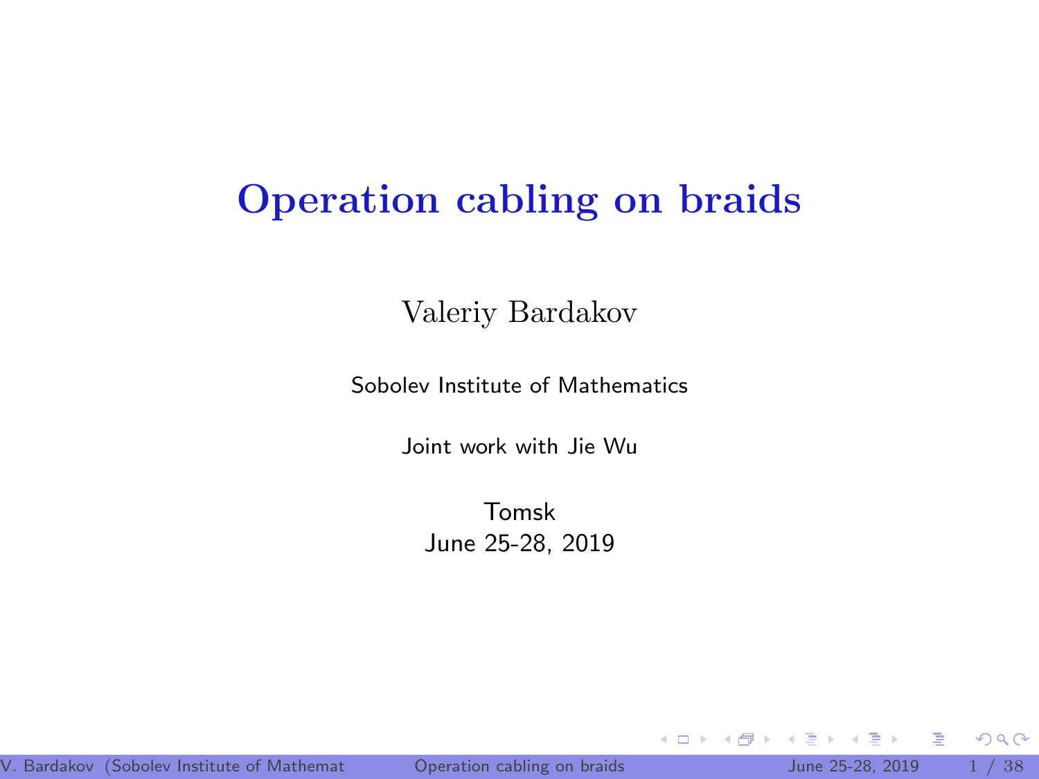# Operation cabling on braids

Valeriy Bardakov

Sobolev Institute of Mathematics

Joint work with Jie Wu

Tomsk
June 25-28, 2019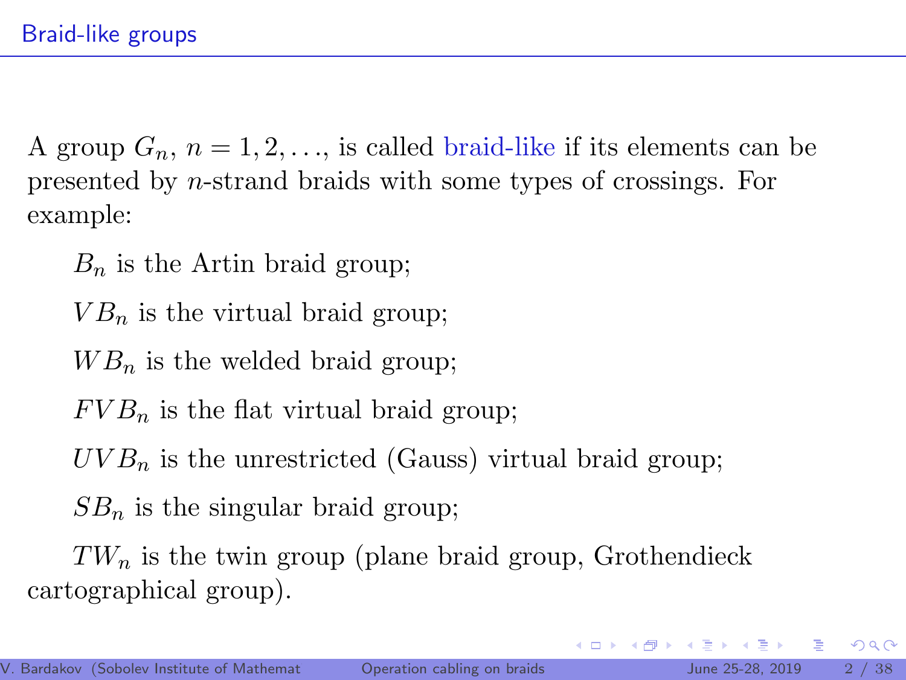## Braid-like groups

A group $G_n$, $n = 1, 2, \ldots$, is called braid-like if its elements can be presented by $n$-strand braids with some types of crossings. For example:

$B_n$ is the Artin braid group;

$VB_n$ is the virtual braid group;

$WB_n$ is the welded braid group;

$FVB_n$ is the flat virtual braid group;

$UVB_n$ is the unrestricted (Gauss) virtual braid group;

$SB_n$ is the singular braid group;

$TW_n$ is the twin group (plane braid group, Grothendieck cartographical group).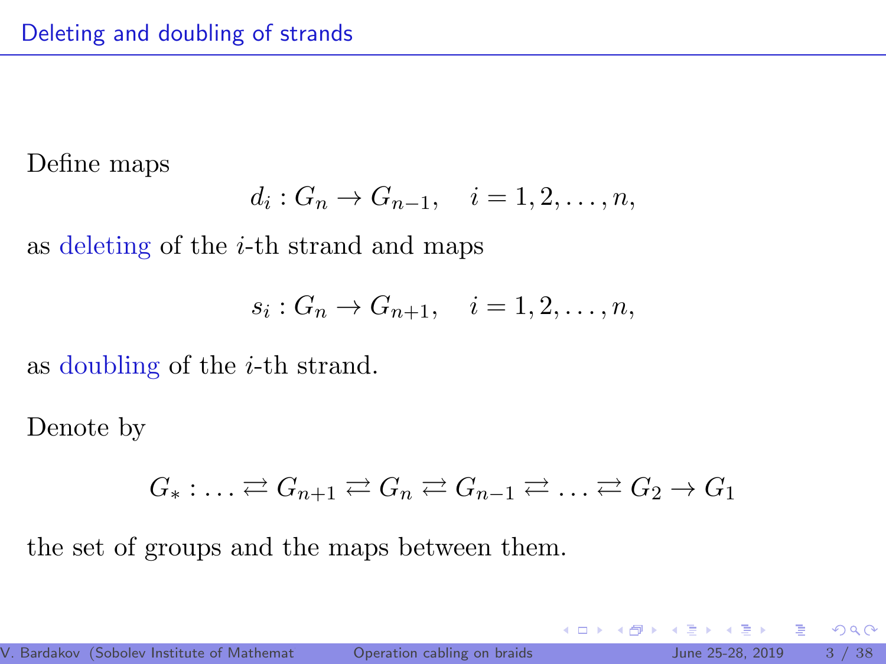## Deleting and doubling of strands

Define maps

$$d_i : G_n \to G_{n-1}, \quad i = 1, 2, \ldots, n,$$

as deleting of the $i$-th strand and maps

$$s_i : G_n \to G_{n+1}, \quad i = 1, 2, \ldots, n,$$

as doubling of the $i$-th strand.

Denote by

$$G_* : \ldots \rightleftarrows G_{n+1} \rightleftarrows G_n \rightleftarrows G_{n-1} \rightleftarrows \ldots \rightleftarrows G_2 \to G_1$$

the set of groups and the maps between them.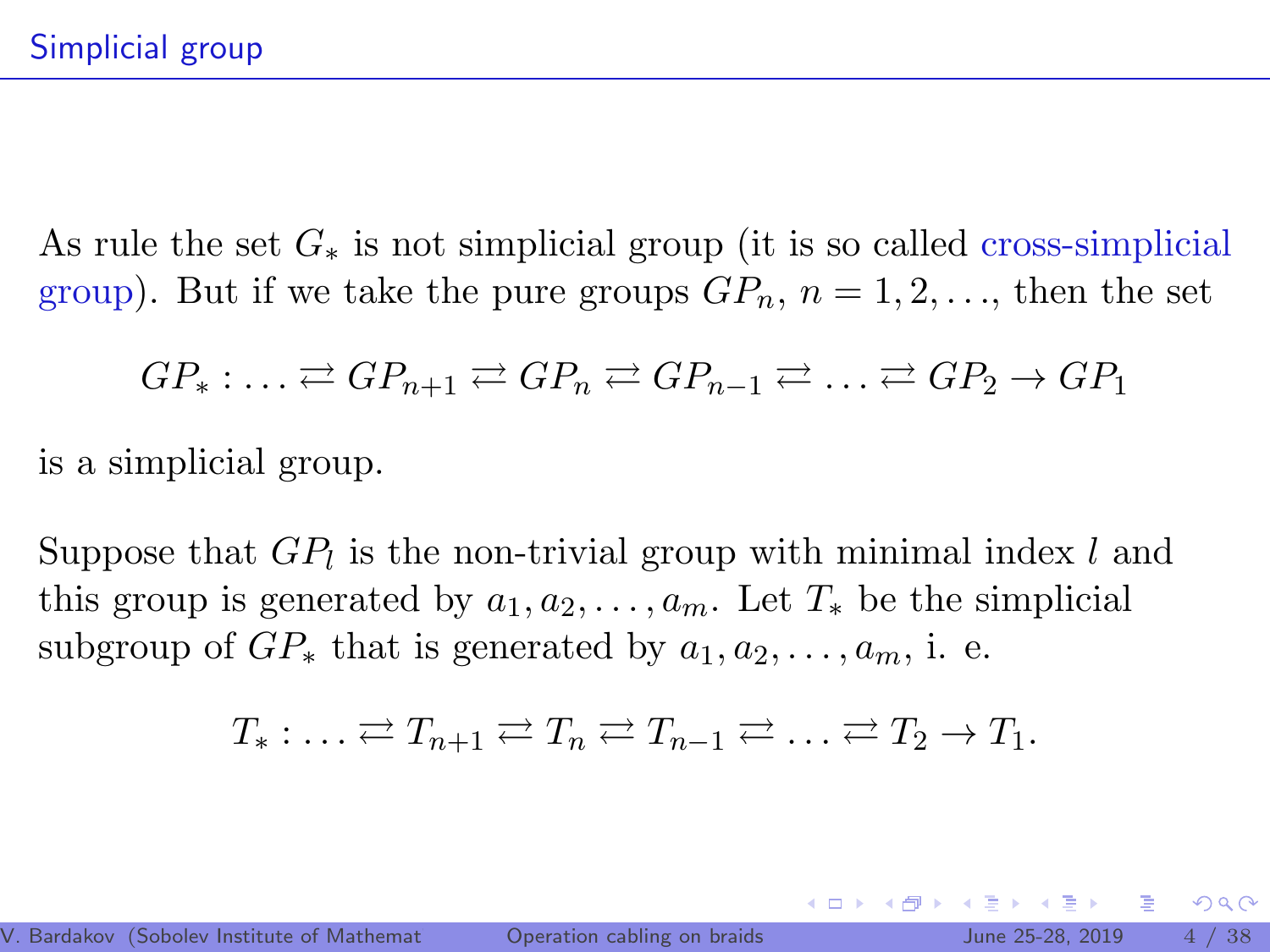## Simplicial group

As rule the set $G_*$ is not simplicial group (it is so called cross-simplicial group). But if we take the pure groups $GP_n$, $n = 1, 2, \ldots$, then the set

$$GP_* : \ldots \rightleftarrows GP_{n+1} \rightleftarrows GP_n \rightleftarrows GP_{n-1} \rightleftarrows \ldots \rightleftarrows GP_2 \to GP_1$$

is a simplicial group.

Suppose that $GP_l$ is the non-trivial group with minimal index $l$ and this group is generated by $a_1, a_2, \ldots, a_m$. Let $T_*$ be the simplicial subgroup of $GP_*$ that is generated by $a_1, a_2, \ldots, a_m$, i. e.

$$T_* : \ldots \rightleftarrows T_{n+1} \rightleftarrows T_n \rightleftarrows T_{n-1} \rightleftarrows \ldots \rightleftarrows T_2 \to T_1.$$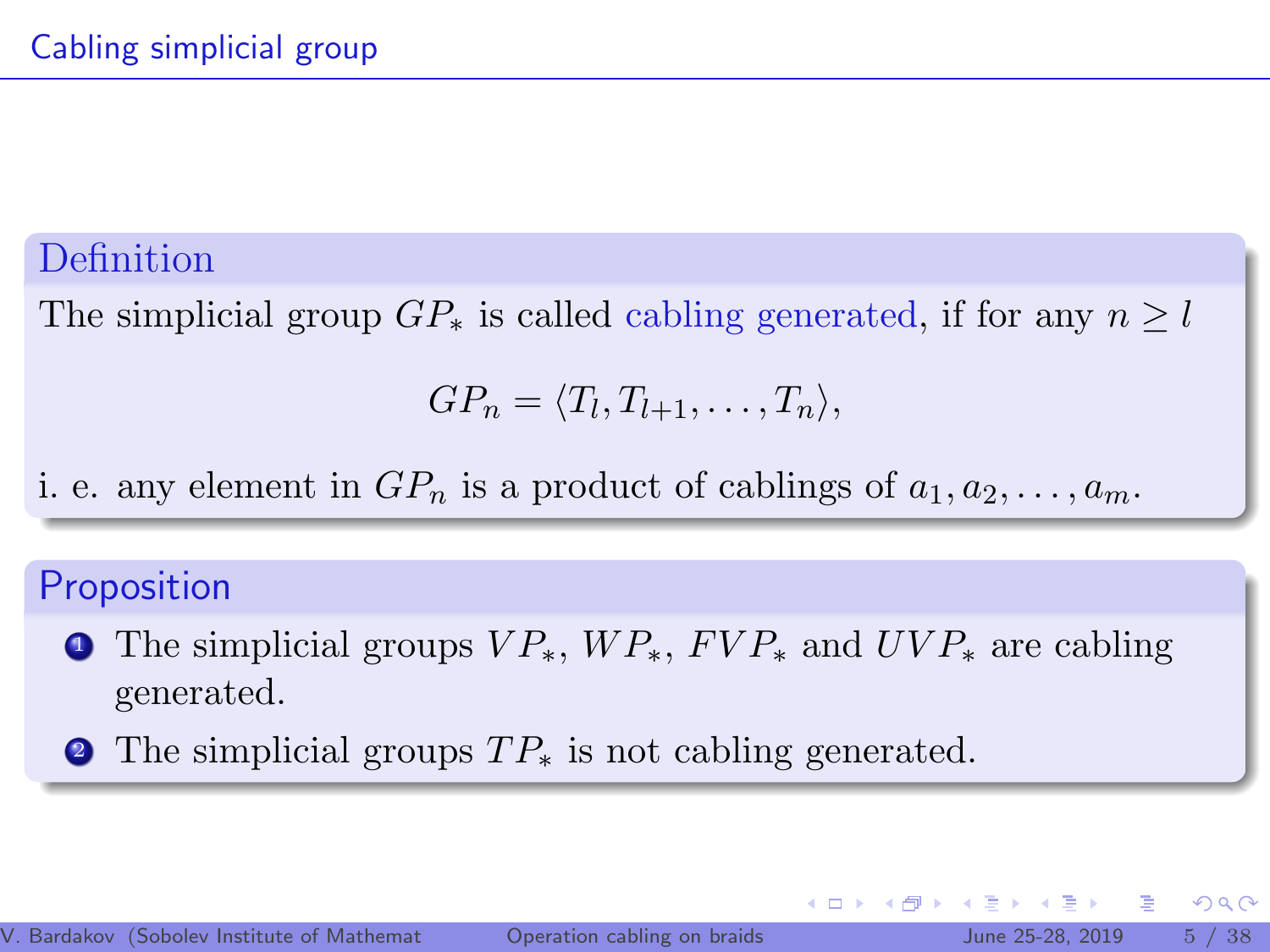## Cabling simplicial group

### Definition

The simplicial group $GP_*$ is called cabling generated, if for any $n \geq l$

$$GP_n = \langle T_l, T_{l+1}, \ldots, T_n \rangle,$$

i. e. any element in $GP_n$ is a product of cablings of $a_1, a_2, \ldots, a_m$.

### Proposition

1. The simplicial groups $VP_*$, $WP_*$, $FVP_*$ and $UVP_*$ are cabling generated.
2. The simplicial groups $TP_*$ is not cabling generated.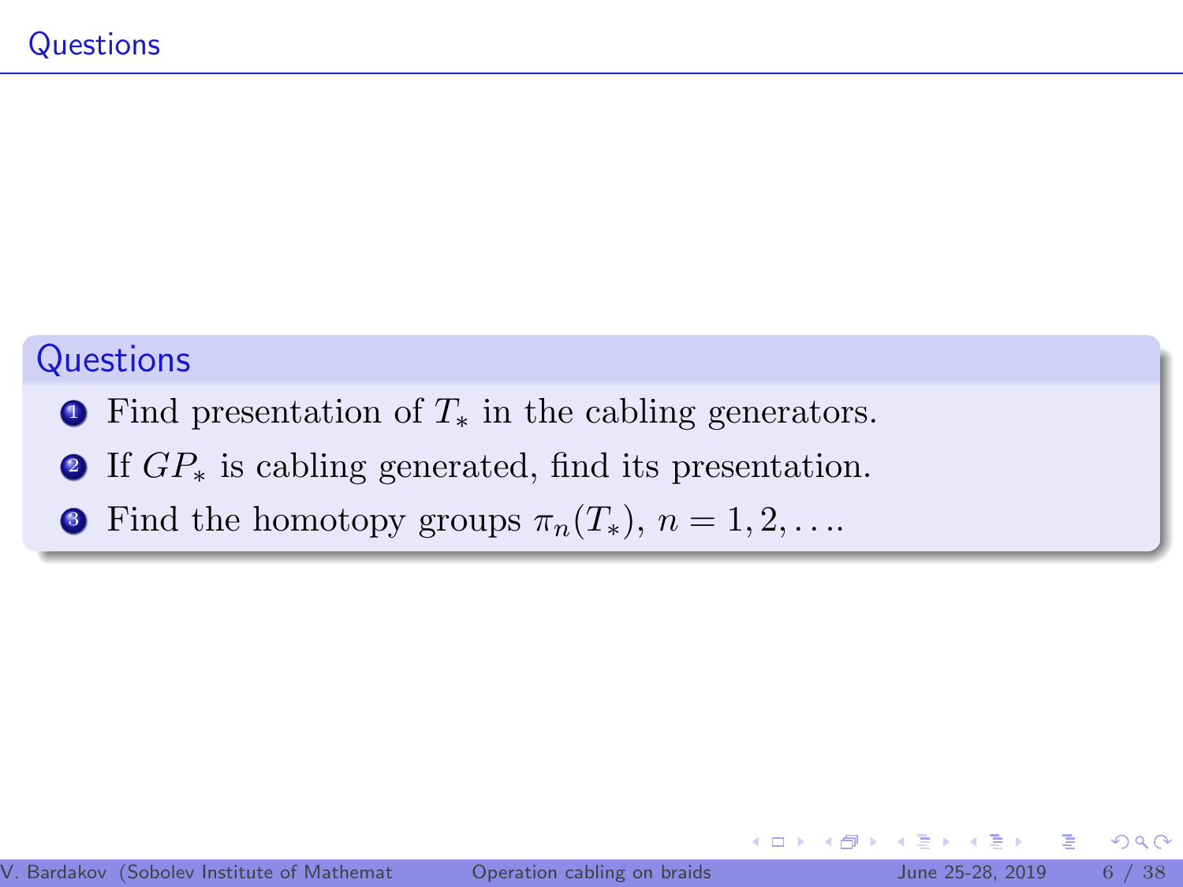# Questions

## Questions

1. Find presentation of $T_*$ in the cabling generators.
2. If $GP_*$ is cabling generated, find its presentation.
3. Find the homotopy groups $\pi_n(T_*)$, $n = 1, 2, \ldots$.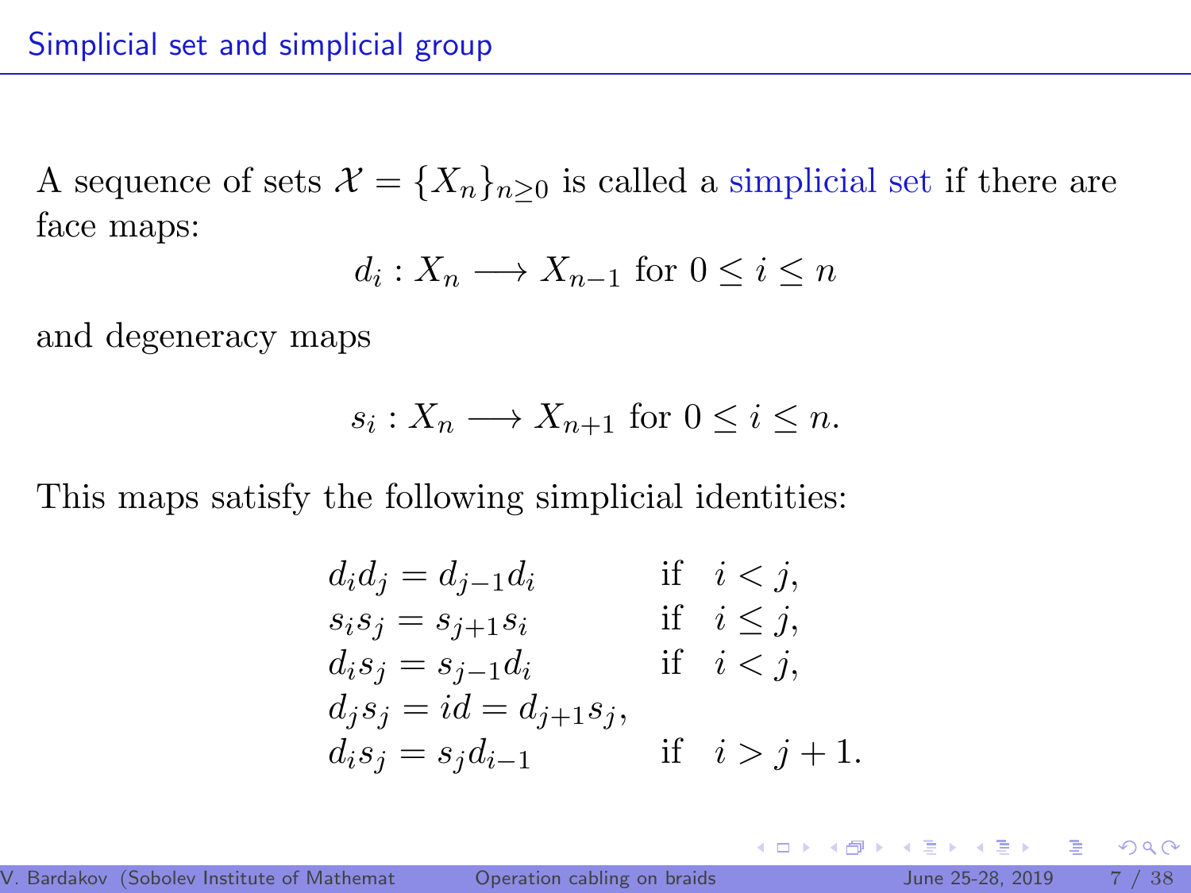## Simplicial set and simplicial group

A sequence of sets $\mathcal{X} = \{X_n\}_{n \geq 0}$ is called a simplicial set if there are face maps:

$$d_i : X_n \longrightarrow X_{n-1} \text{ for } 0 \leq i \leq n$$

and degeneracy maps

$$s_i : X_n \longrightarrow X_{n+1} \text{ for } 0 \leq i \leq n.$$

This maps satisfy the following simplicial identities:

$$
\begin{array}{ll}
d_i d_j = d_{j-1} d_i & \text{if} \quad i < j, \\
s_i s_j = s_{j+1} s_i & \text{if} \quad i \leq j, \\
d_i s_j = s_{j-1} d_i & \text{if} \quad i < j, \\
d_j s_j = id = d_{j+1} s_j, & \\
d_i s_j = s_j d_{i-1} & \text{if} \quad i > j+1.
\end{array}
$$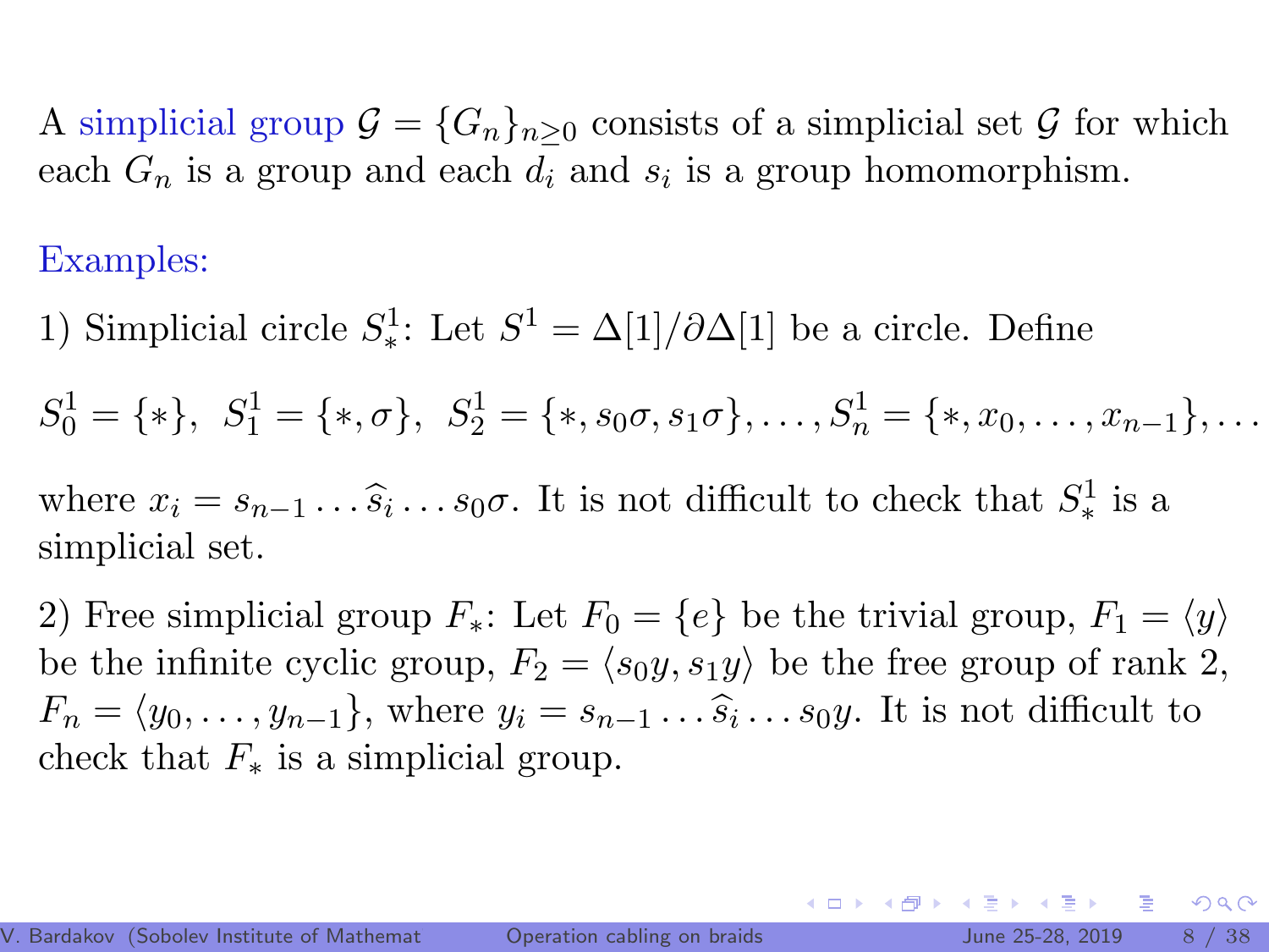A simplicial group $\mathcal{G} = \{G_n\}_{n \geq 0}$ consists of a simplicial set $\mathcal{G}$ for which each $G_n$ is a group and each $d_i$ and $s_i$ is a group homomorphism.

Examples:

1) Simplicial circle $S^1_*$: Let $S^1 = \Delta[1]/\partial\Delta[1]$ be a circle. Define

$$S^1_0 = \{*\},\ \ S^1_1 = \{*, \sigma\},\ \ S^1_2 = \{*, s_0\sigma, s_1\sigma\}, \ldots, S^1_n = \{*, x_0, \ldots, x_{n-1}\}, \ldots$$

where $x_i = s_{n-1} \ldots \widehat{s}_i \ldots s_0\sigma$. It is not difficult to check that $S^1_*$ is a simplicial set.

2) Free simplicial group $F_*$: Let $F_0 = \{e\}$ be the trivial group, $F_1 = \langle y \rangle$ be the infinite cyclic group, $F_2 = \langle s_0 y, s_1 y \rangle$ be the free group of rank 2, $F_n = \langle y_0, \ldots, y_{n-1} \}$, where $y_i = s_{n-1} \ldots \widehat{s}_i \ldots s_0 y$. It is not difficult to check that $F_*$ is a simplicial group.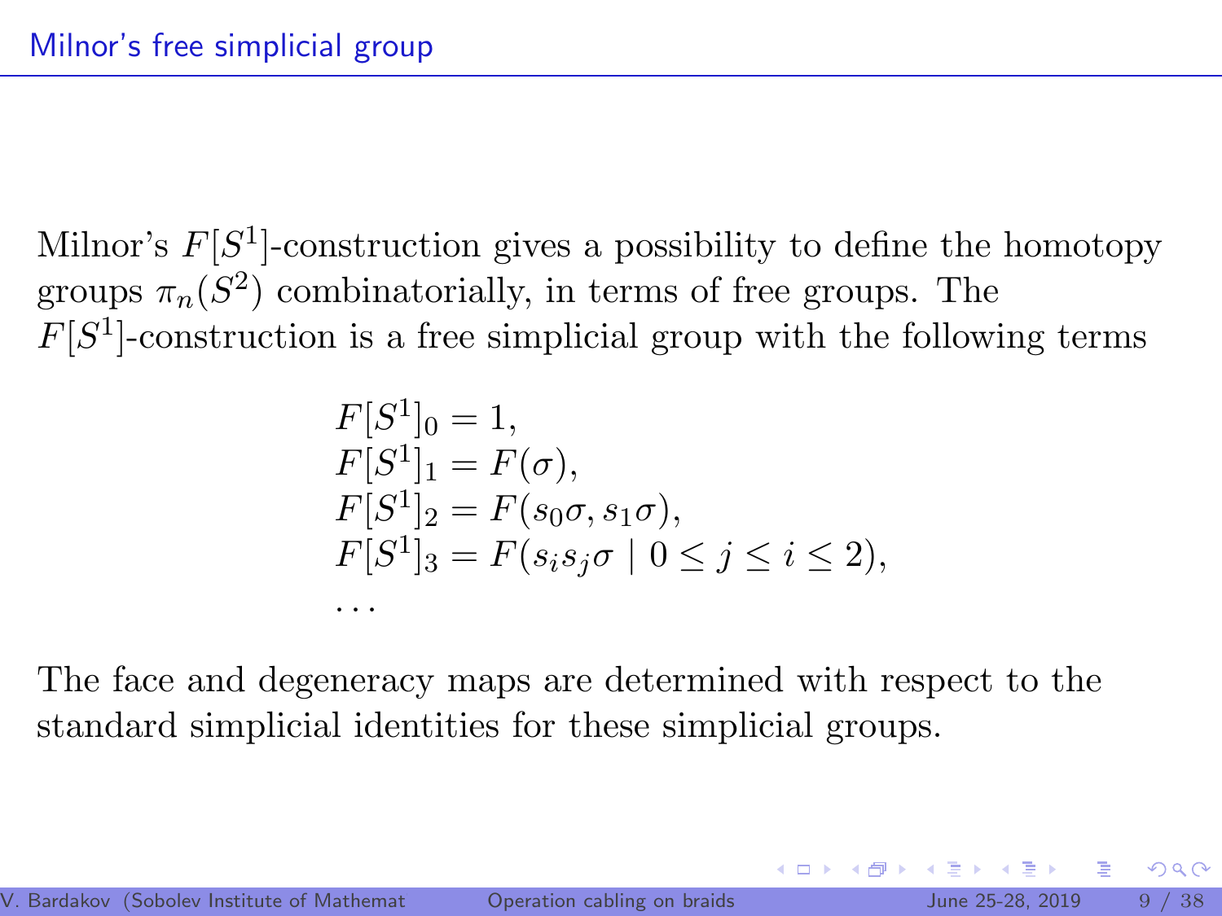## Milnor's free simplicial group

Milnor's $F[S^1]$-construction gives a possibility to define the homotopy groups $\pi_n(S^2)$ combinatorially, in terms of free groups. The $F[S^1]$-construction is a free simplicial group with the following terms

$$
\begin{aligned}
&F[S^1]_0 = 1, \\
&F[S^1]_1 = F(\sigma), \\
&F[S^1]_2 = F(s_0\sigma, s_1\sigma), \\
&F[S^1]_3 = F(s_i s_j \sigma \mid 0 \leq j \leq i \leq 2), \\
&\ldots
\end{aligned}
$$

The face and degeneracy maps are determined with respect to the standard simplicial identities for these simplicial groups.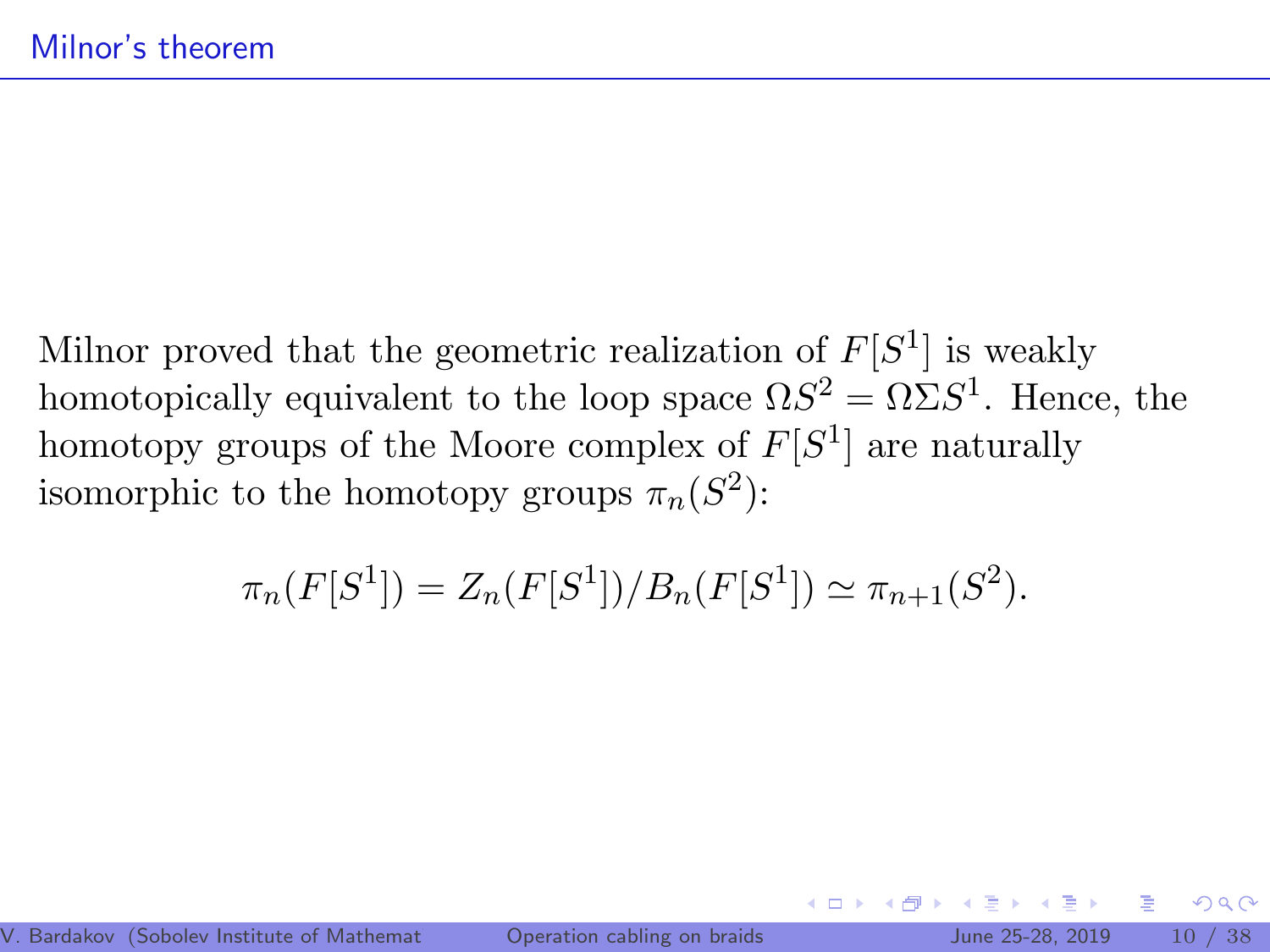## Milnor's theorem

Milnor proved that the geometric realization of $F[S^1]$ is weakly homotopically equivalent to the loop space $\Omega S^2 = \Omega \Sigma S^1$. Hence, the homotopy groups of the Moore complex of $F[S^1]$ are naturally isomorphic to the homotopy groups $\pi_n(S^2)$:

$$\pi_n(F[S^1]) = Z_n(F[S^1])/B_n(F[S^1]) \simeq \pi_{n+1}(S^2).$$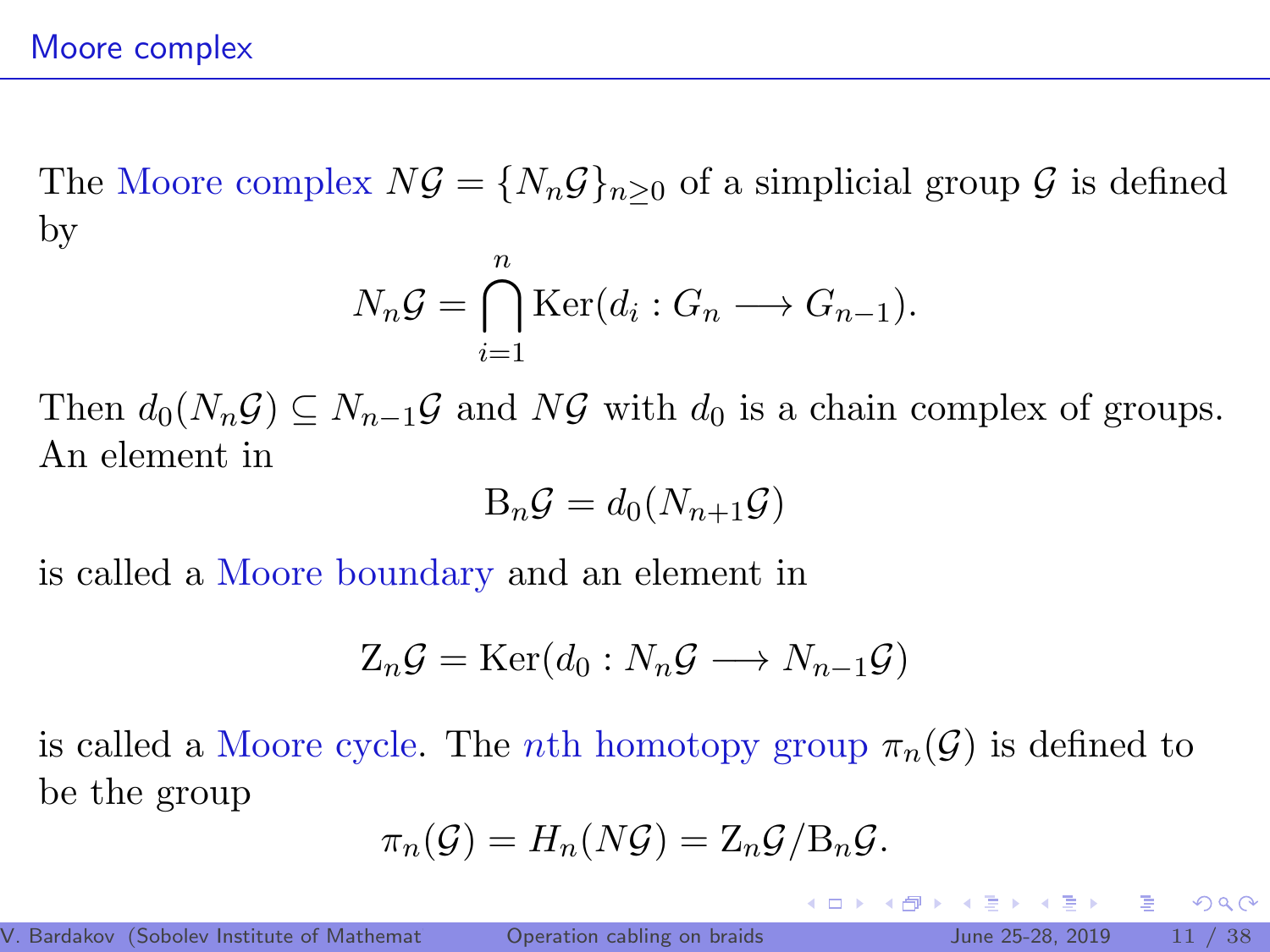# Moore complex

The Moore complex $N\mathcal{G} = \{N_n\mathcal{G}\}_{n \geq 0}$ of a simplicial group $\mathcal{G}$ is defined by

$$N_n\mathcal{G} = \bigcap_{i=1}^{n} \mathrm{Ker}(d_i : G_n \longrightarrow G_{n-1}).$$

Then $d_0(N_n\mathcal{G}) \subseteq N_{n-1}\mathcal{G}$ and $N\mathcal{G}$ with $d_0$ is a chain complex of groups. An element in

$$\mathrm{B}_n\mathcal{G} = d_0(N_{n+1}\mathcal{G})$$

is called a Moore boundary and an element in

$$\mathrm{Z}_n\mathcal{G} = \mathrm{Ker}(d_0 : N_n\mathcal{G} \longrightarrow N_{n-1}\mathcal{G})$$

is called a Moore cycle. The $n$th homotopy group $\pi_n(\mathcal{G})$ is defined to be the group

$$\pi_n(\mathcal{G}) = H_n(N\mathcal{G}) = \mathrm{Z}_n\mathcal{G}/\mathrm{B}_n\mathcal{G}.$$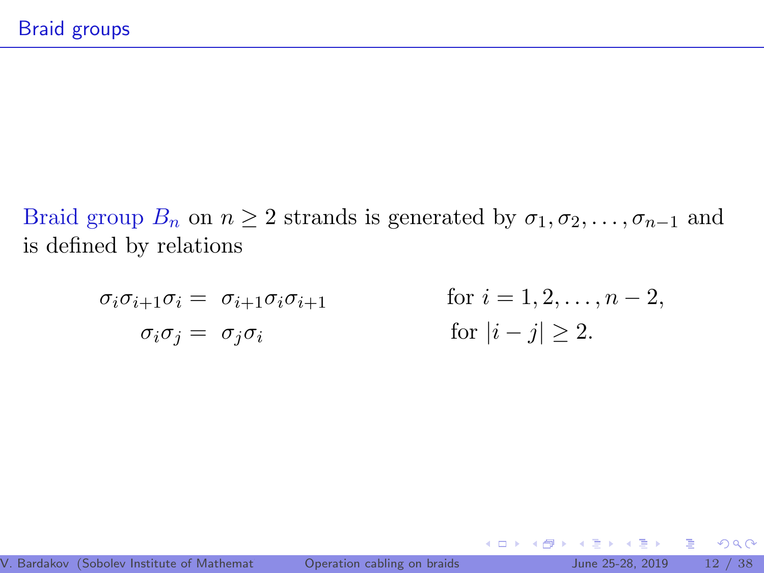## Braid groups

Braid group $B_n$ on $n \geq 2$ strands is generated by $\sigma_1, \sigma_2, \ldots, \sigma_{n-1}$ and is defined by relations

$$
\begin{aligned}
\sigma_i \sigma_{i+1} \sigma_i &= \sigma_{i+1} \sigma_i \sigma_{i+1} && \text{for } i = 1, 2, \ldots, n-2, \\
\sigma_i \sigma_j &= \sigma_j \sigma_i && \text{for } |i - j| \geq 2.
\end{aligned}
$$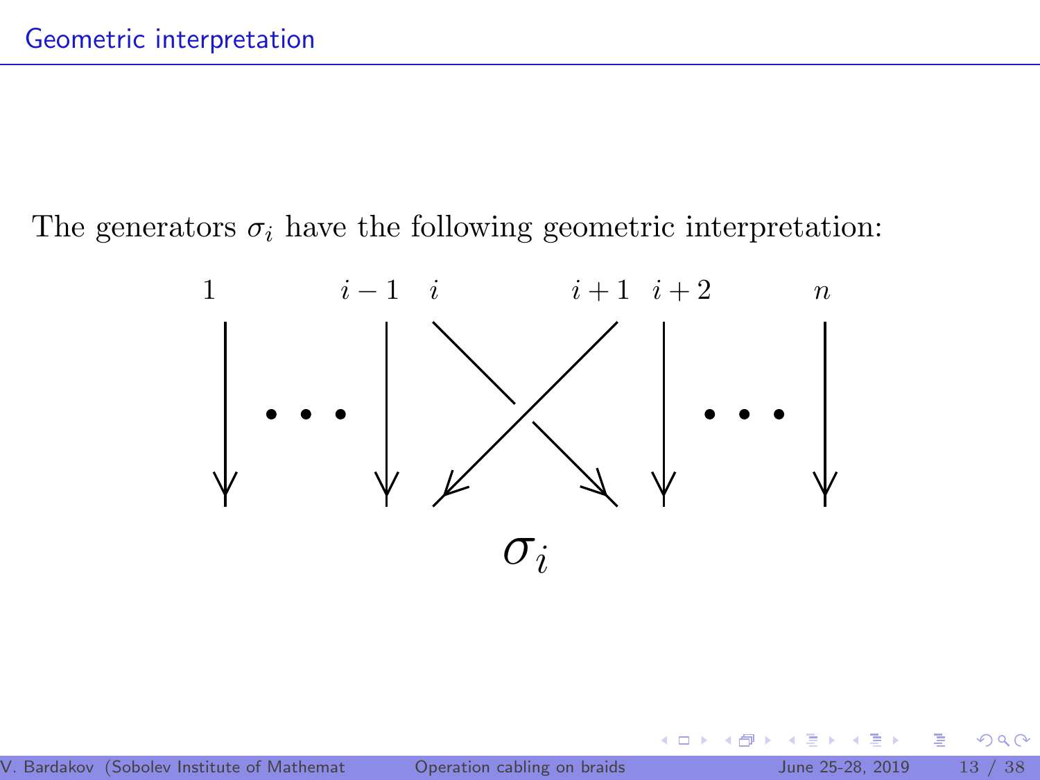## Geometric interpretation

The generators $\sigma_i$ have the following geometric interpretation:

$1 \quad i-1 \quad i \quad i+1 \quad i+2 \quad n$

$\sigma_i$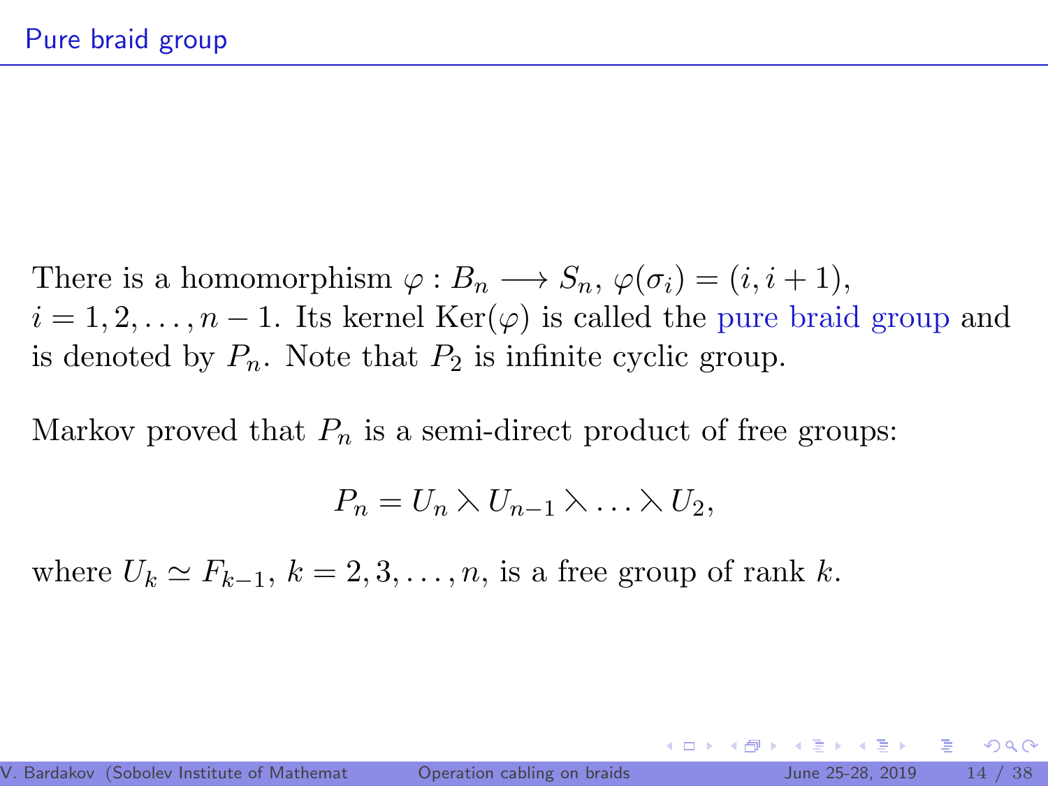# Pure braid group

There is a homomorphism $\varphi : B_n \longrightarrow S_n$, $\varphi(\sigma_i) = (i, i+1)$, $i = 1, 2, \ldots, n-1$. Its kernel $\mathrm{Ker}(\varphi)$ is called the pure braid group and is denoted by $P_n$. Note that $P_2$ is infinite cyclic group.

Markov proved that $P_n$ is a semi-direct product of free groups:

$$P_n = U_n \rtimes U_{n-1} \rtimes \ldots \rtimes U_2,$$

where $U_k \simeq F_{k-1}$, $k = 2, 3, \ldots, n$, is a free group of rank $k$.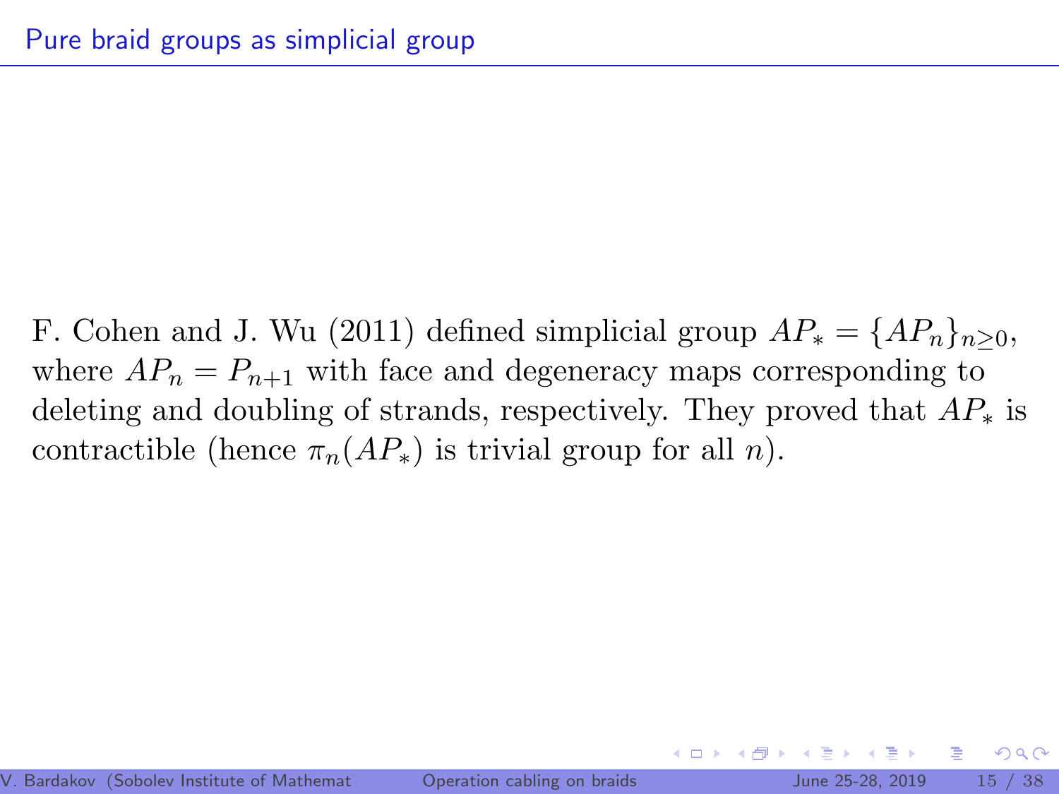## Pure braid groups as simplicial group

F. Cohen and J. Wu (2011) defined simplicial group $AP_* = \{AP_n\}_{n \geq 0}$, where $AP_n = P_{n+1}$ with face and degeneracy maps corresponding to deleting and doubling of strands, respectively. They proved that $AP_*$ is contractible (hence $\pi_n(AP_*)$ is trivial group for all $n$).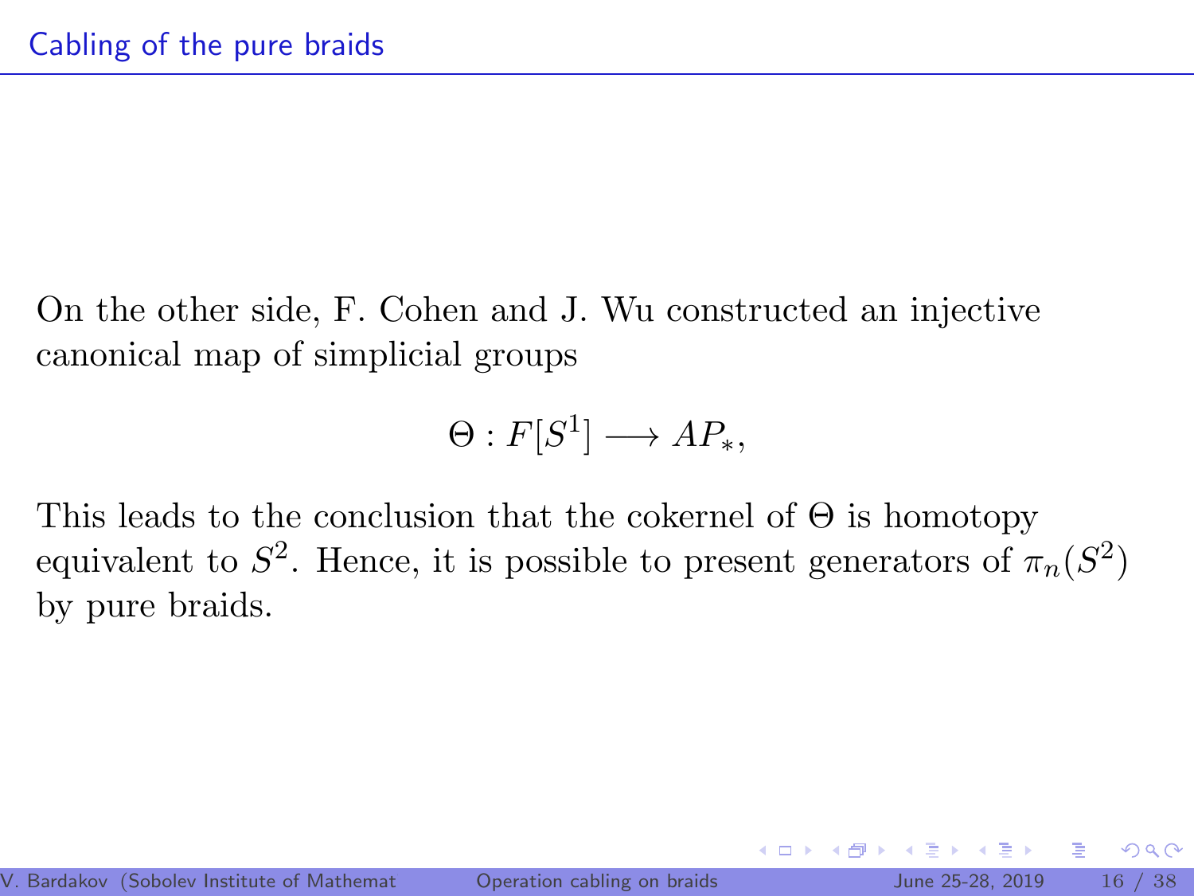## Cabling of the pure braids

On the other side, F. Cohen and J. Wu constructed an injective canonical map of simplicial groups

$$\Theta : F[S^1] \longrightarrow AP_*,$$

This leads to the conclusion that the cokernel of $\Theta$ is homotopy equivalent to $S^2$. Hence, it is possible to present generators of $\pi_n(S^2)$ by pure braids.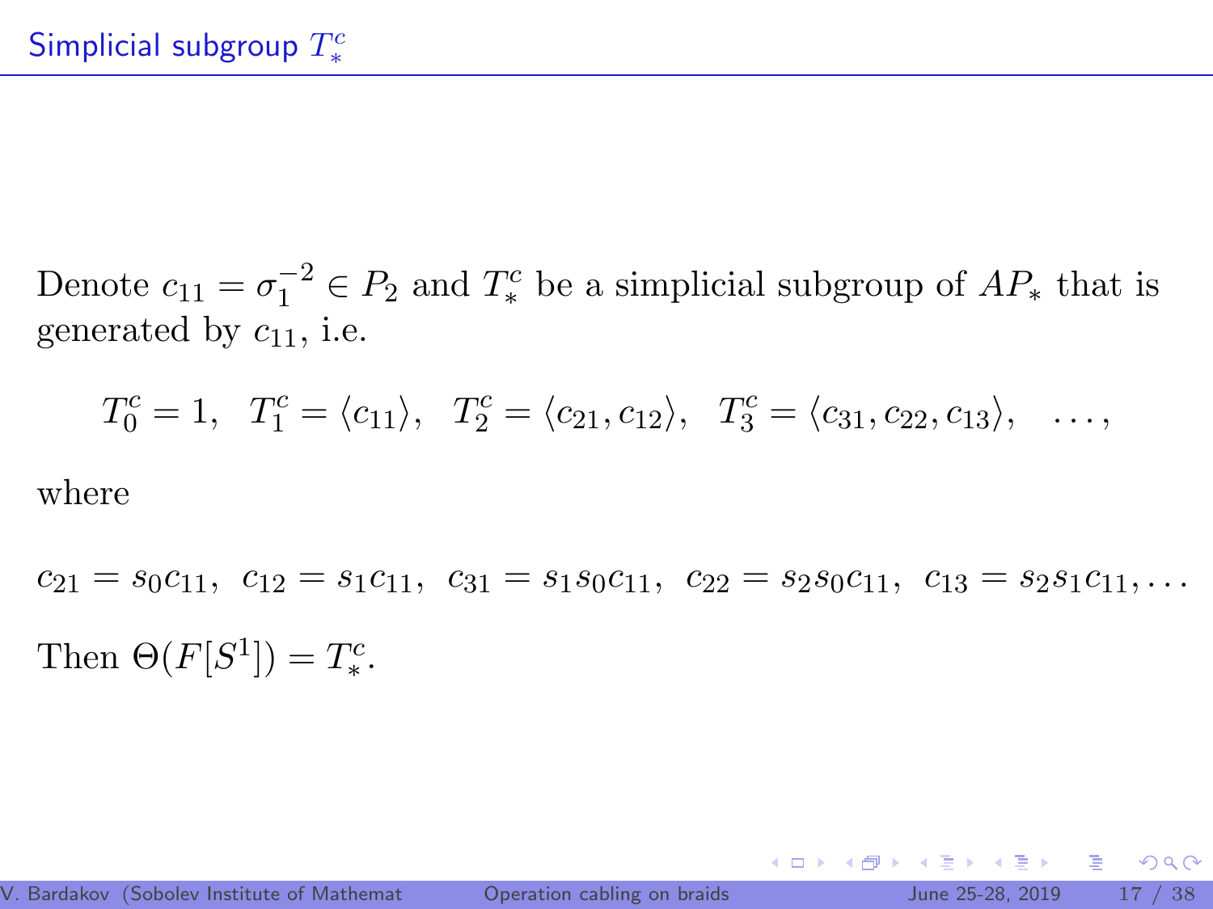# Simplicial subgroup $T^c_*$

Denote $c_{11} = \sigma_1^{-2} \in P_2$ and $T^c_*$ be a simplicial subgroup of $AP_*$ that is generated by $c_{11}$, i.e.

$$T^c_0 = 1, \quad T^c_1 = \langle c_{11} \rangle, \quad T^c_2 = \langle c_{21}, c_{12} \rangle, \quad T^c_3 = \langle c_{31}, c_{22}, c_{13} \rangle, \quad \ldots,$$

where

$$c_{21} = s_0 c_{11}, \;\; c_{12} = s_1 c_{11}, \;\; c_{31} = s_1 s_0 c_{11}, \;\; c_{22} = s_2 s_0 c_{11}, \;\; c_{13} = s_2 s_1 c_{11}, \ldots$$

Then $\Theta(F[S^1]) = T^c_*$.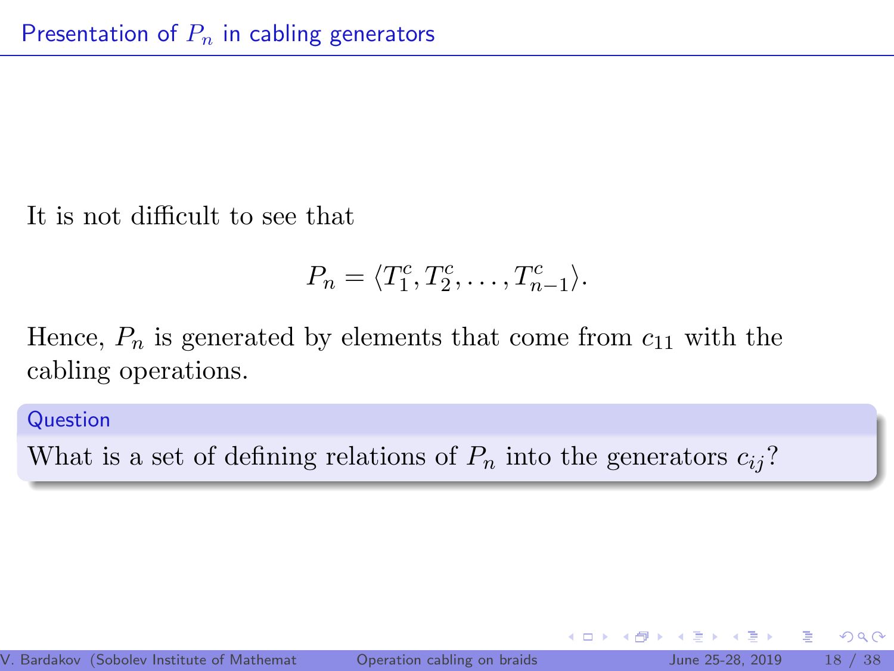## Presentation of $P_n$ in cabling generators

It is not difficult to see that

$$P_n = \langle T_1^c, T_2^c, \ldots, T_{n-1}^c \rangle.$$

Hence, $P_n$ is generated by elements that come from $c_{11}$ with the cabling operations.

**Question**

What is a set of defining relations of $P_n$ into the generators $c_{ij}$?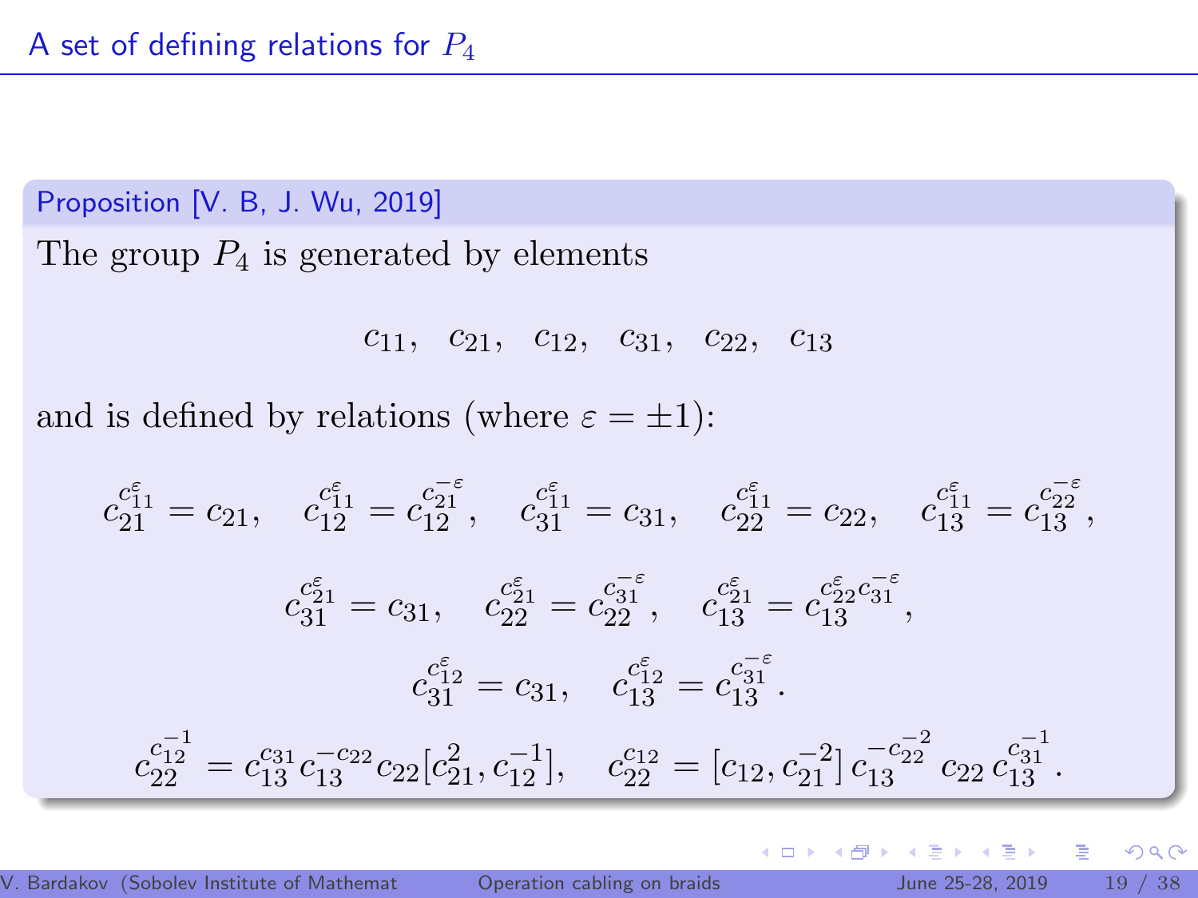# A set of defining relations for $P_4$

**Proposition [V. B, J. Wu, 2019]**

The group $P_4$ is generated by elements

$$c_{11}, \quad c_{21}, \quad c_{12}, \quad c_{31}, \quad c_{22}, \quad c_{13}$$

and is defined by relations (where $\varepsilon = \pm 1$):

$$c_{21}^{c_{11}^{\varepsilon}} = c_{21}, \quad c_{12}^{c_{11}^{\varepsilon}} = c_{12}^{c_{21}^{-\varepsilon}}, \quad c_{31}^{c_{11}^{\varepsilon}} = c_{31}, \quad c_{22}^{c_{11}^{\varepsilon}} = c_{22}, \quad c_{13}^{c_{11}^{\varepsilon}} = c_{13}^{c_{22}^{-\varepsilon}},$$

$$c_{31}^{c_{21}^{\varepsilon}} = c_{31}, \quad c_{22}^{c_{21}^{\varepsilon}} = c_{22}^{c_{31}^{-\varepsilon}}, \quad c_{13}^{c_{21}^{\varepsilon}} = c_{13}^{c_{22}^{\varepsilon} c_{31}^{-\varepsilon}},$$

$$c_{31}^{c_{12}^{\varepsilon}} = c_{31}, \quad c_{13}^{c_{12}^{\varepsilon}} = c_{13}^{c_{31}^{-\varepsilon}}.$$

$$c_{22}^{c_{12}^{-1}} = c_{13}^{c_{31}} c_{13}^{-c_{22}} c_{22} [c_{21}^{2}, c_{12}^{-1}], \quad c_{22}^{c_{12}} = [c_{12}, c_{21}^{-2}] \, c_{13}^{-c_{22}^{-2}} \, c_{22} \, c_{13}^{c_{31}^{-1}}.$$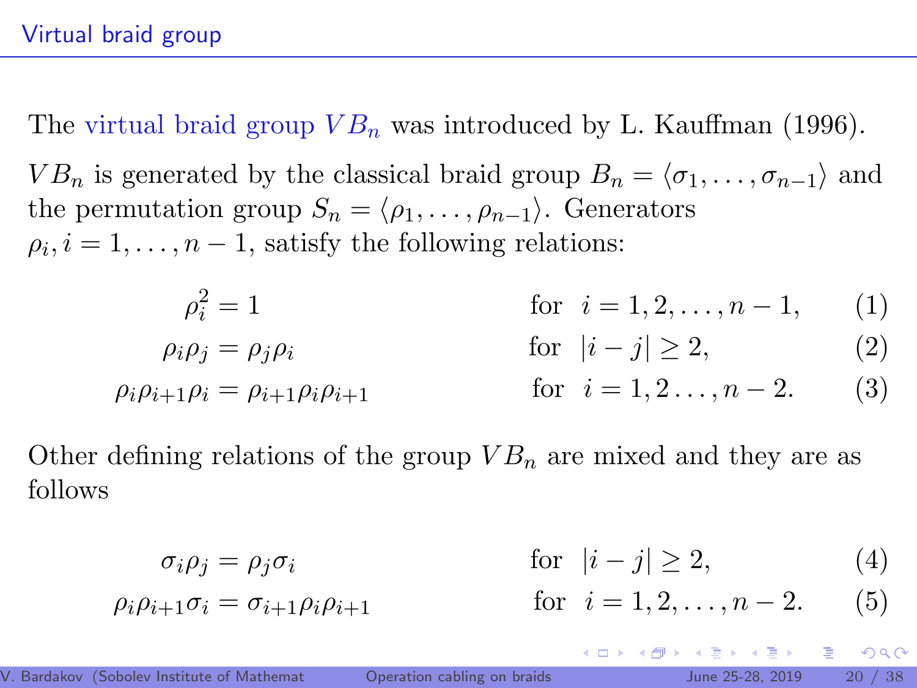## Virtual braid group

The virtual braid group $VB_n$ was introduced by L. Kauffman (1996).

$VB_n$ is generated by the classical braid group $B_n = \langle \sigma_1, \ldots, \sigma_{n-1} \rangle$ and the permutation group $S_n = \langle \rho_1, \ldots, \rho_{n-1} \rangle$. Generators $\rho_i, i = 1, \ldots, n-1$, satisfy the following relations:

$$\rho_i^2 = 1 \qquad \text{for } \; i = 1, 2, \ldots, n-1, \tag{1}$$

$$\rho_i \rho_j = \rho_j \rho_i \qquad \text{for } \; |i-j| \geq 2, \tag{2}$$

$$\rho_i \rho_{i+1} \rho_i = \rho_{i+1} \rho_i \rho_{i+1} \qquad \text{for } \; i = 1, 2 \ldots, n-2. \tag{3}$$

Other defining relations of the group $VB_n$ are mixed and they are as follows

$$\sigma_i \rho_j = \rho_j \sigma_i \qquad \text{for } \; |i-j| \geq 2, \tag{4}$$

$$\rho_i \rho_{i+1} \sigma_i = \sigma_{i+1} \rho_i \rho_{i+1} \qquad \text{for } \; i = 1, 2, \ldots, n-2. \tag{5}$$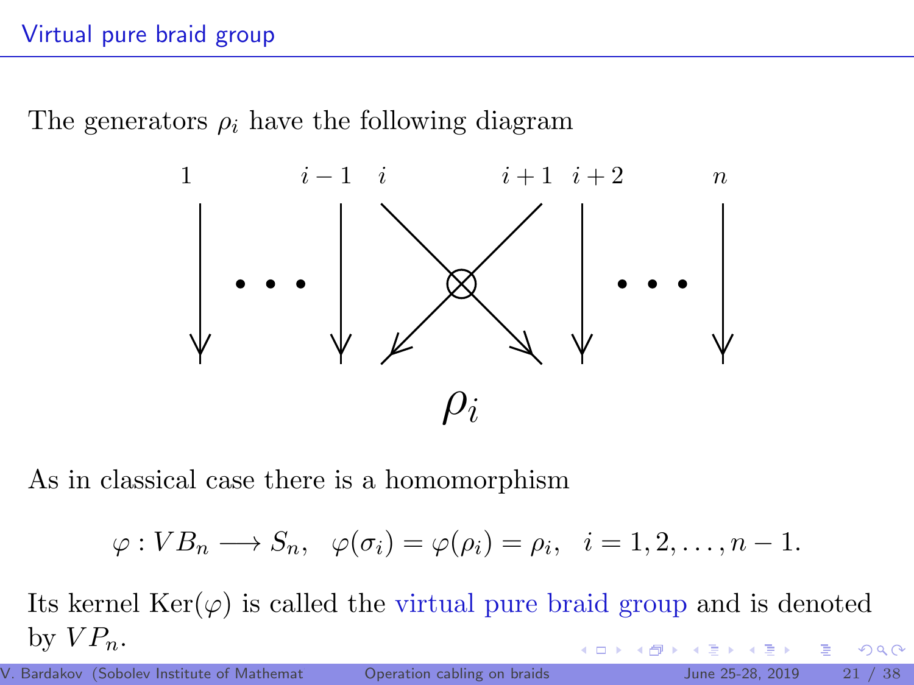## Virtual pure braid group

The generators $\rho_i$ have the following diagram

$\rho_i$

As in classical case there is a homomorphism

$$\varphi : VB_n \longrightarrow S_n, \quad \varphi(\sigma_i) = \varphi(\rho_i) = \rho_i, \quad i = 1, 2, \ldots, n-1.$$

Its kernel $\mathrm{Ker}(\varphi)$ is called the virtual pure braid group and is denoted by $VP_n$.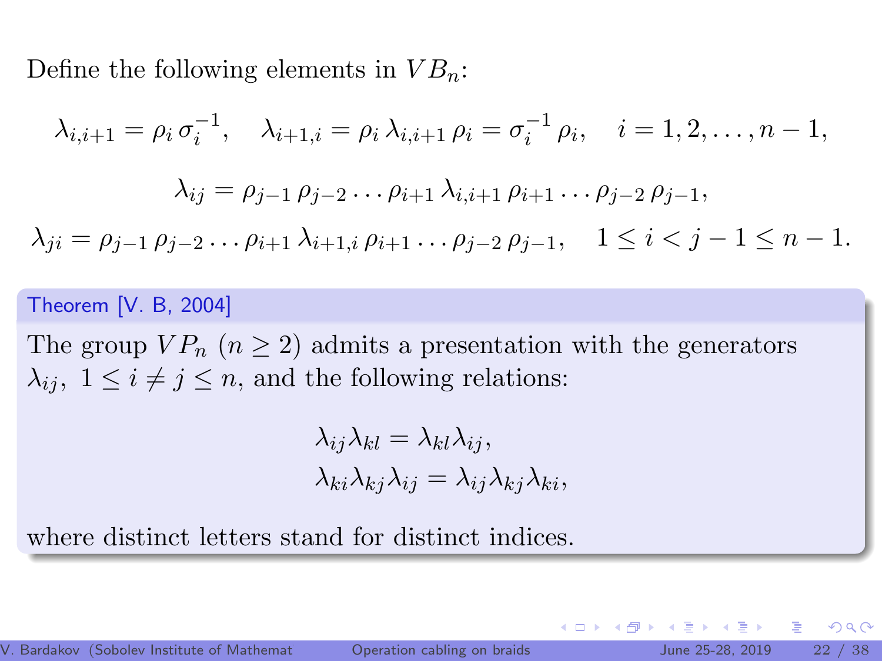Define the following elements in $VB_n$:

$$\lambda_{i,i+1} = \rho_i \, \sigma_i^{-1}, \quad \lambda_{i+1,i} = \rho_i \, \lambda_{i,i+1} \, \rho_i = \sigma_i^{-1} \, \rho_i, \quad i = 1, 2, \ldots, n-1,$$

$$\lambda_{ij} = \rho_{j-1} \, \rho_{j-2} \ldots \rho_{i+1} \, \lambda_{i,i+1} \, \rho_{i+1} \ldots \rho_{j-2} \, \rho_{j-1},$$

$$\lambda_{ji} = \rho_{j-1} \, \rho_{j-2} \ldots \rho_{i+1} \, \lambda_{i+1,i} \, \rho_{i+1} \ldots \rho_{j-2} \, \rho_{j-1}, \quad 1 \leq i < j-1 \leq n-1.$$

**Theorem [V. B, 2004]**

The group $VP_n$ ($n \geq 2$) admits a presentation with the generators $\lambda_{ij}, \; 1 \leq i \neq j \leq n$, and the following relations:

$$\lambda_{ij}\lambda_{kl} = \lambda_{kl}\lambda_{ij},$$
$$\lambda_{ki}\lambda_{kj}\lambda_{ij} = \lambda_{ij}\lambda_{kj}\lambda_{ki},$$

where distinct letters stand for distinct indices.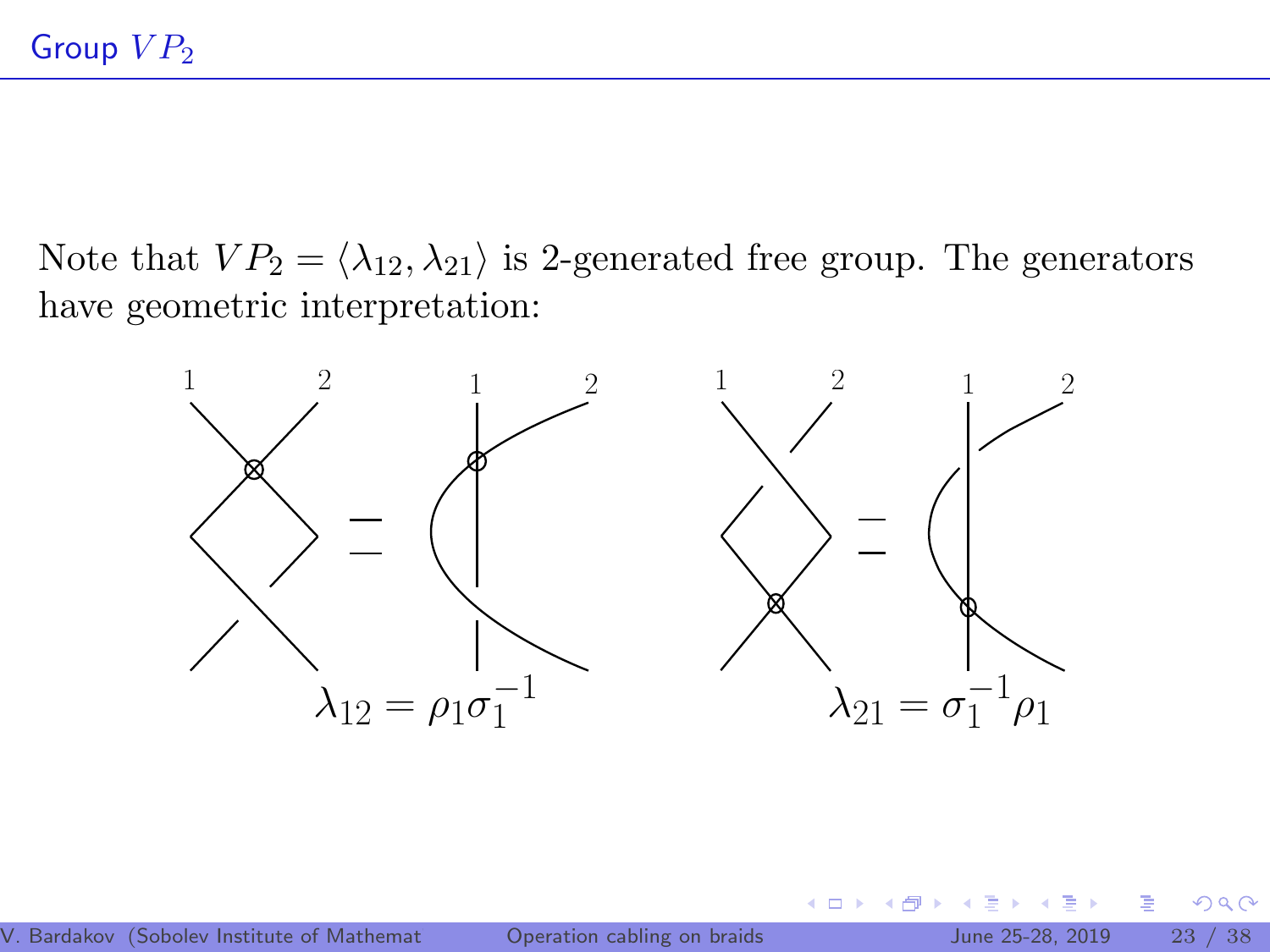## Group $VP_2$

Note that $VP_2 = \langle \lambda_{12}, \lambda_{21} \rangle$ is 2-generated free group. The generators have geometric interpretation:

$\lambda_{12} = \rho_1 \sigma_1^{-1}$

$\lambda_{21} = \sigma_1^{-1} \rho_1$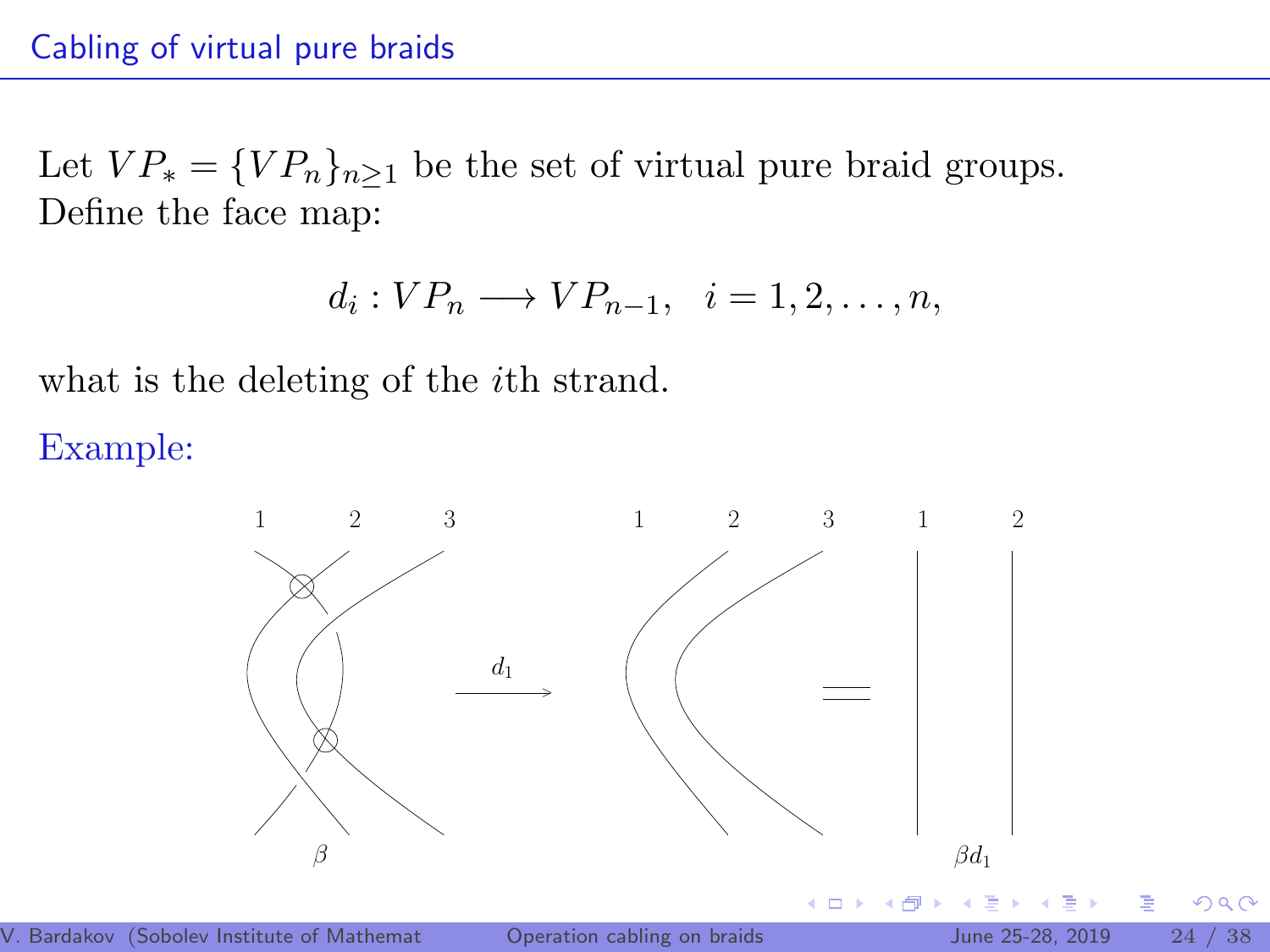## Cabling of virtual pure braids

Let $VP_* = \{VP_n\}_{n \geq 1}$ be the set of virtual pure braid groups. Define the face map:

$$d_i : VP_n \longrightarrow VP_{n-1}, \quad i = 1, 2, \ldots, n,$$

what is the deleting of the $i$th strand.

Example:

$\beta \xrightarrow{d_1} \; = \; \beta d_1$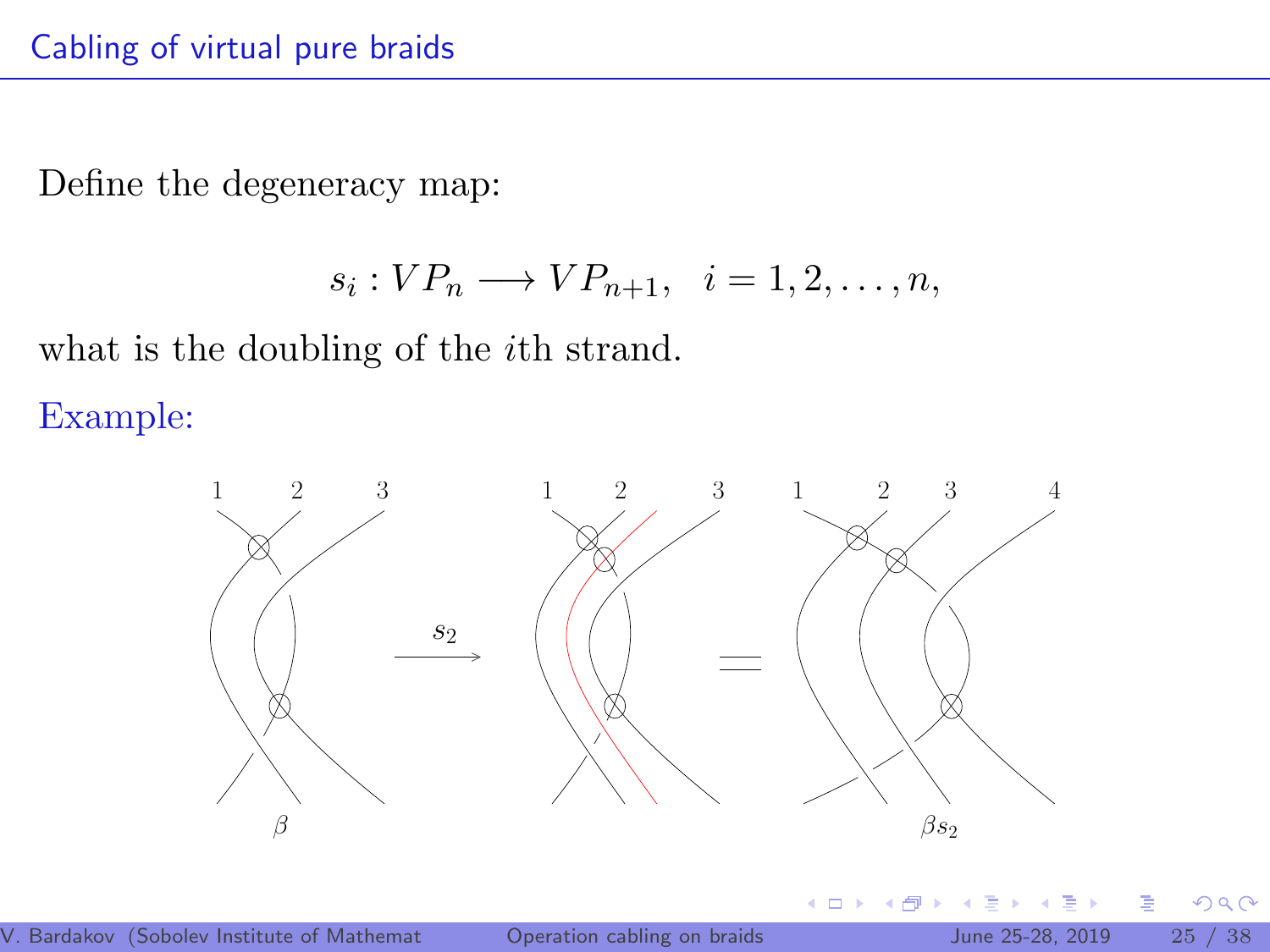## Cabling of virtual pure braids

Define the degeneracy map:

$$s_i : VP_n \longrightarrow VP_{n+1}, \quad i = 1, 2, \ldots, n,$$

what is the doubling of the $i$th strand.

Example:

$\beta \xrightarrow{s_2} \quad = \quad \beta s_2$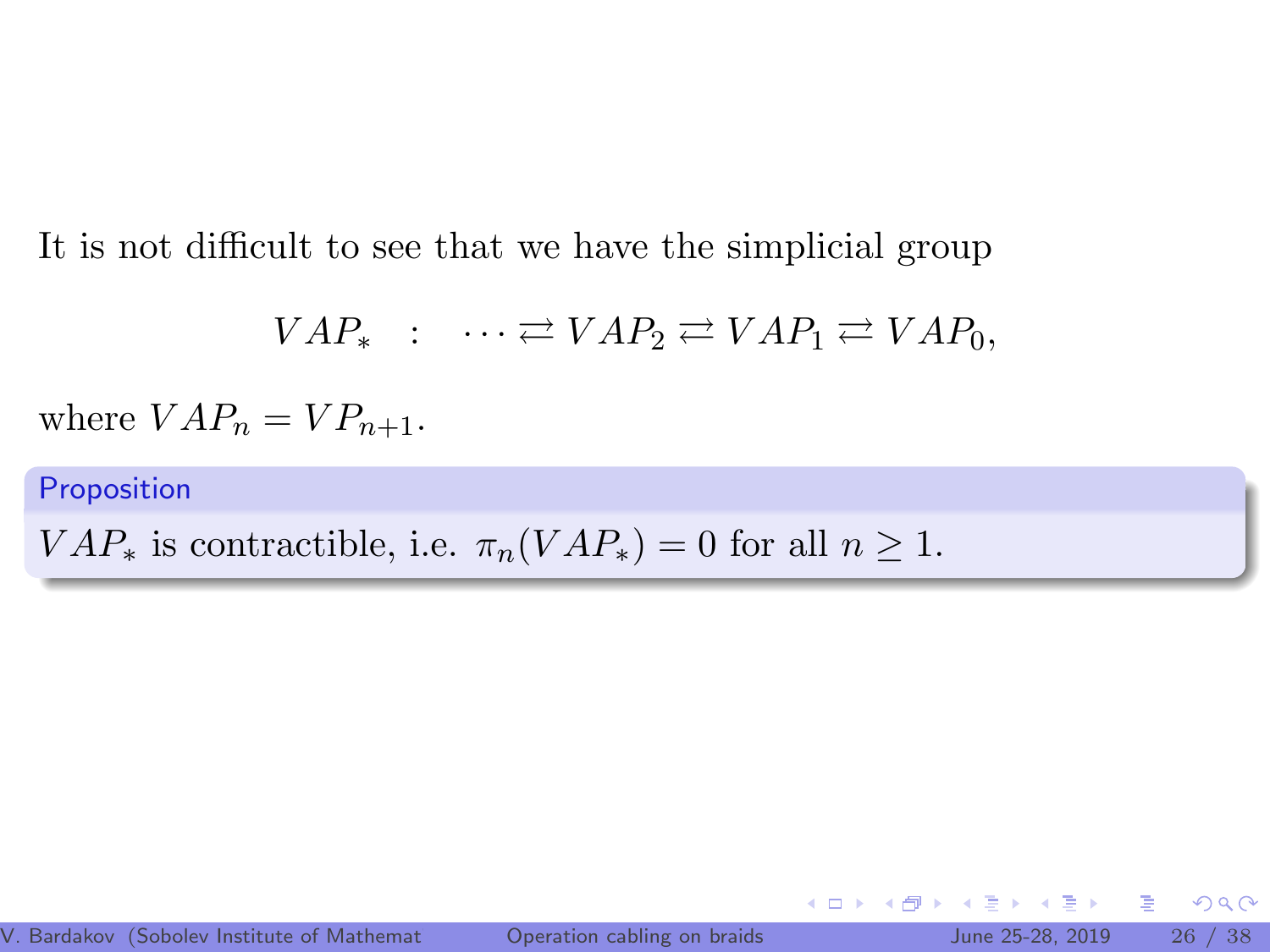It is not difficult to see that we have the simplicial group

$$VAP_* \quad : \quad \cdots \rightleftarrows VAP_2 \rightleftarrows VAP_1 \rightleftarrows VAP_0,$$

where $VAP_n = VP_{n+1}$.

**Proposition**

$VAP_*$ is contractible, i.e. $\pi_n(VAP_*) = 0$ for all $n \geq 1$.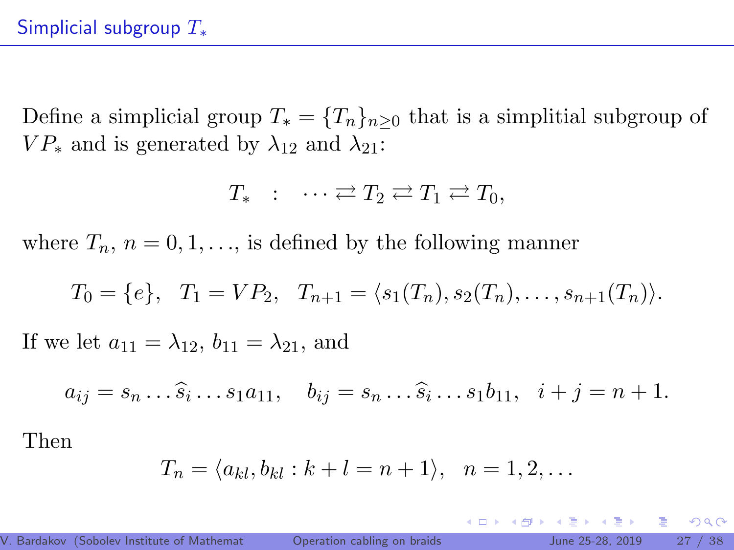# Simplicial subgroup $T_*$

Define a simplicial group $T_* = \{T_n\}_{n \geq 0}$ that is a simplitial subgroup of $VP_*$ and is generated by $\lambda_{12}$ and $\lambda_{21}$:

$$T_* \quad : \quad \cdots \rightleftarrows T_2 \rightleftarrows T_1 \rightleftarrows T_0,$$

where $T_n$, $n = 0, 1, \ldots$, is defined by the following manner

$$T_0 = \{e\}, \quad T_1 = VP_2, \quad T_{n+1} = \langle s_1(T_n), s_2(T_n), \ldots, s_{n+1}(T_n) \rangle.$$

If we let $a_{11} = \lambda_{12}$, $b_{11} = \lambda_{21}$, and

$$a_{ij} = s_n \ldots \widehat{s}_i \ldots s_1 a_{11}, \quad b_{ij} = s_n \ldots \widehat{s}_i \ldots s_1 b_{11}, \quad i + j = n + 1.$$

Then

$$T_n = \langle a_{kl}, b_{kl} : k + l = n + 1 \rangle, \quad n = 1, 2, \ldots$$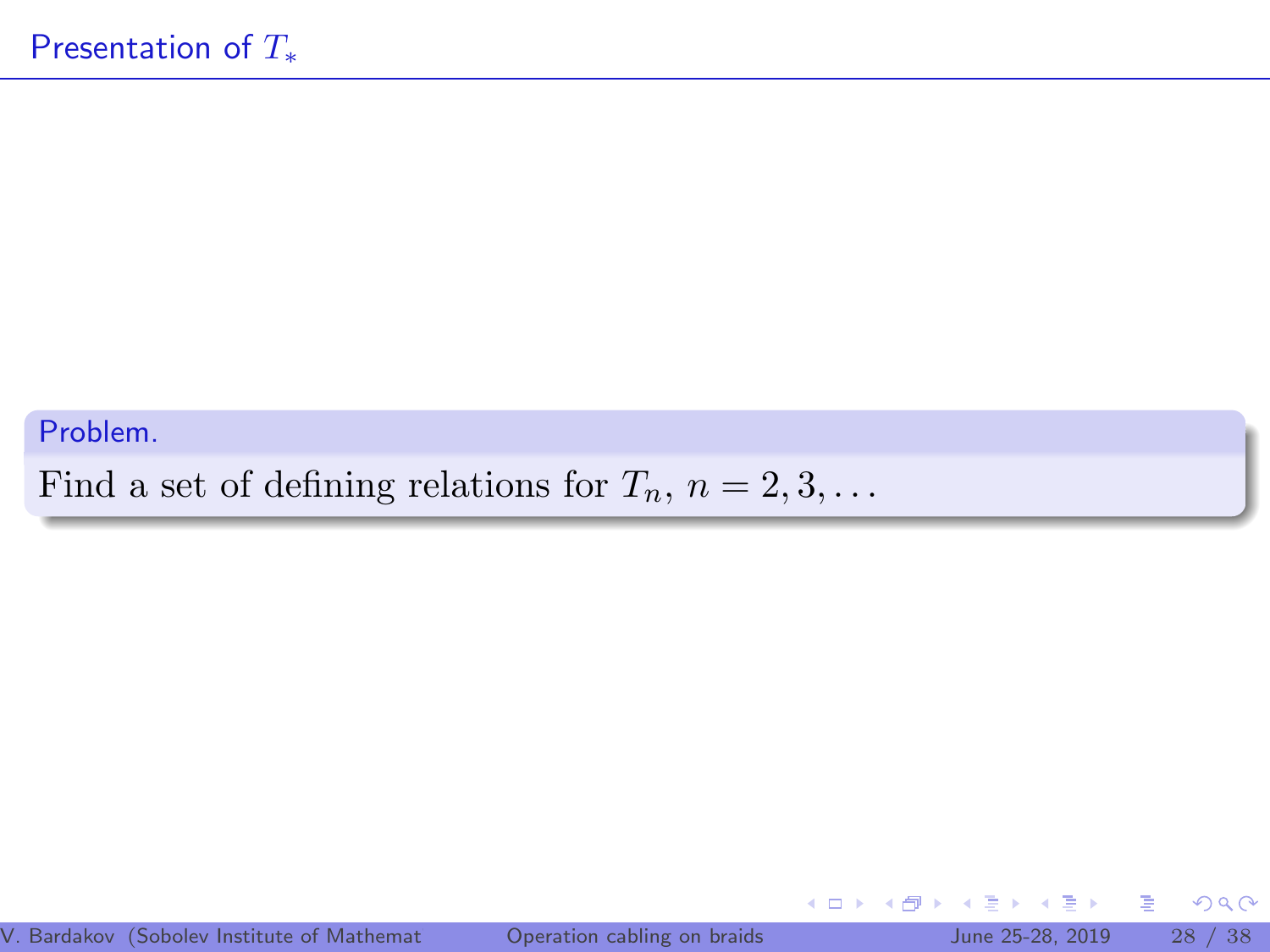# Presentation of $T_*$

**Problem.**

Find a set of defining relations for $T_n$, $n = 2, 3, \ldots$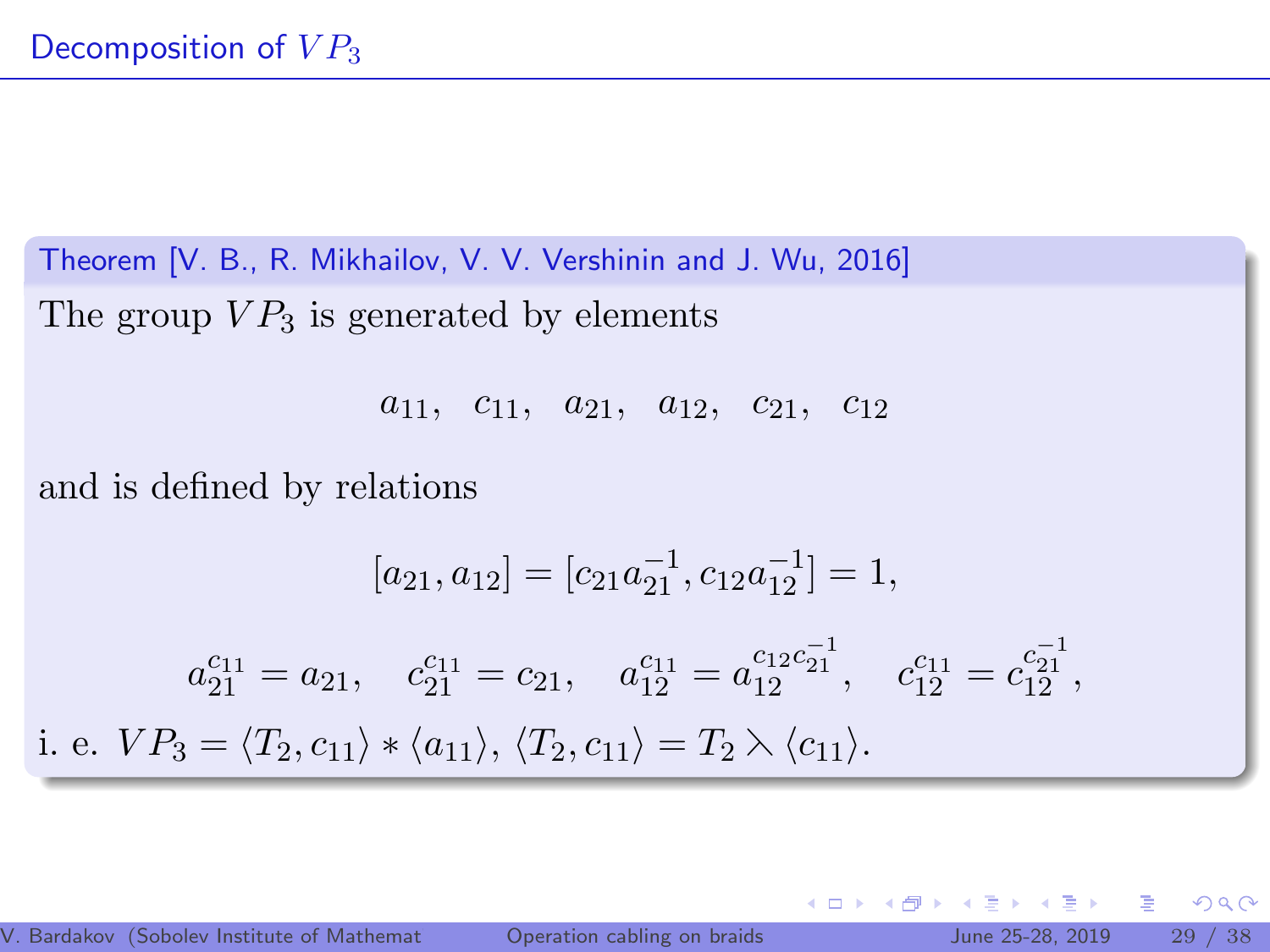# Decomposition of $VP_3$

**Theorem [V. B., R. Mikhailov, V. V. Vershinin and J. Wu, 2016]**

The group $VP_3$ is generated by elements

$$a_{11}, \quad c_{11}, \quad a_{21}, \quad a_{12}, \quad c_{21}, \quad c_{12}$$

and is defined by relations

$$[a_{21}, a_{12}] = [c_{21} a_{21}^{-1}, c_{12} a_{12}^{-1}] = 1,$$

$$a_{21}^{c_{11}} = a_{21}, \quad c_{21}^{c_{11}} = c_{21}, \quad a_{12}^{c_{11}} = a_{12}^{c_{12} c_{21}^{-1}}, \quad c_{12}^{c_{11}} = c_{12}^{c_{21}^{-1}},$$

i. e. $VP_3 = \langle T_2, c_{11} \rangle * \langle a_{11} \rangle$, $\langle T_2, c_{11} \rangle = T_2 \leftthreetimes \langle c_{11} \rangle$.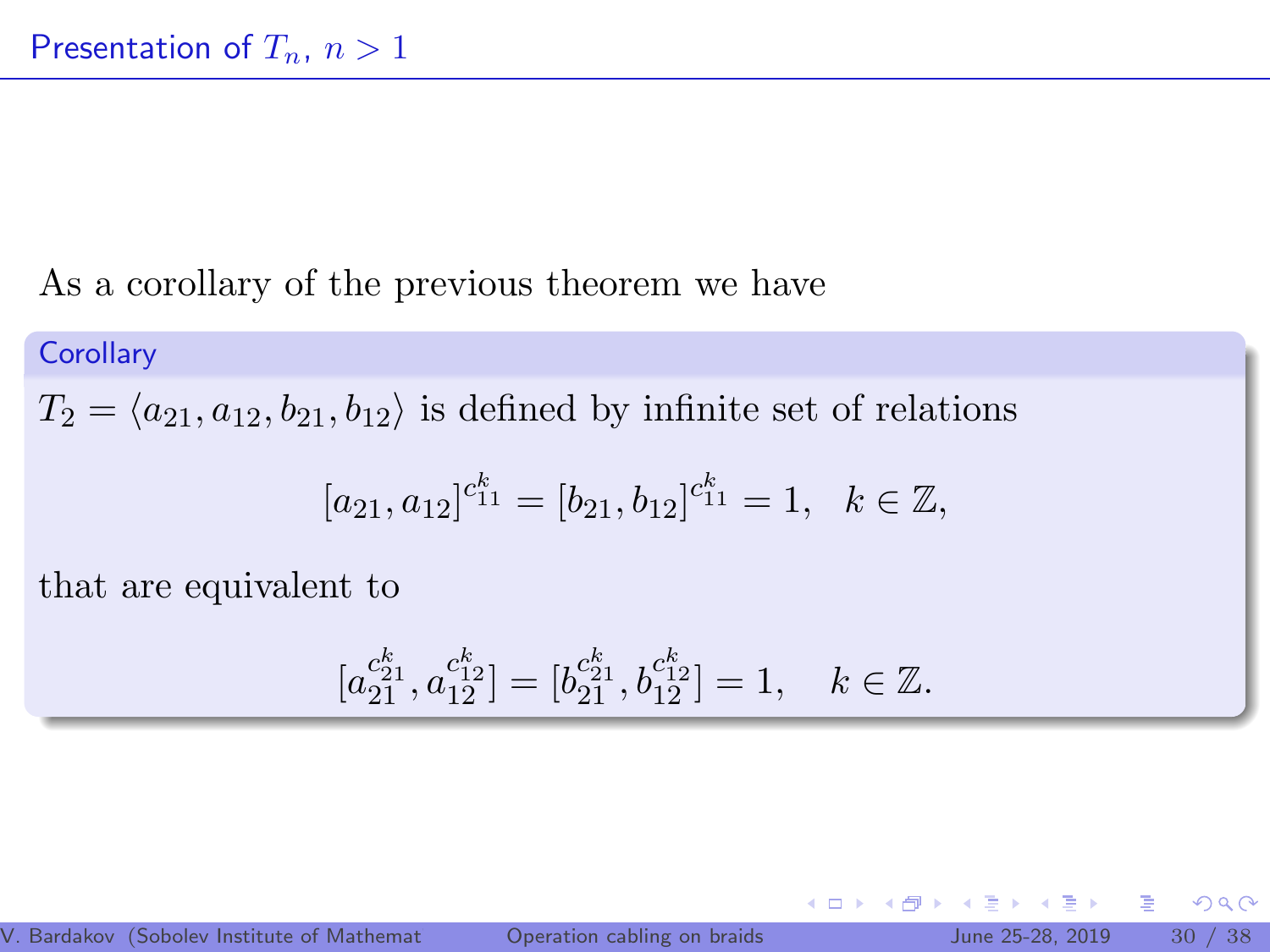## Presentation of $T_n$, $n > 1$

As a corollary of the previous theorem we have

**Corollary**

$T_2 = \langle a_{21}, a_{12}, b_{21}, b_{12} \rangle$ is defined by infinite set of relations

$$[a_{21}, a_{12}]^{c_{11}^k} = [b_{21}, b_{12}]^{c_{11}^k} = 1, \quad k \in \mathbb{Z},$$

that are equivalent to

$$[a_{21}^{c_{21}^k}, a_{12}^{c_{12}^k}] = [b_{21}^{c_{21}^k}, b_{12}^{c_{12}^k}] = 1, \quad k \in \mathbb{Z}.$$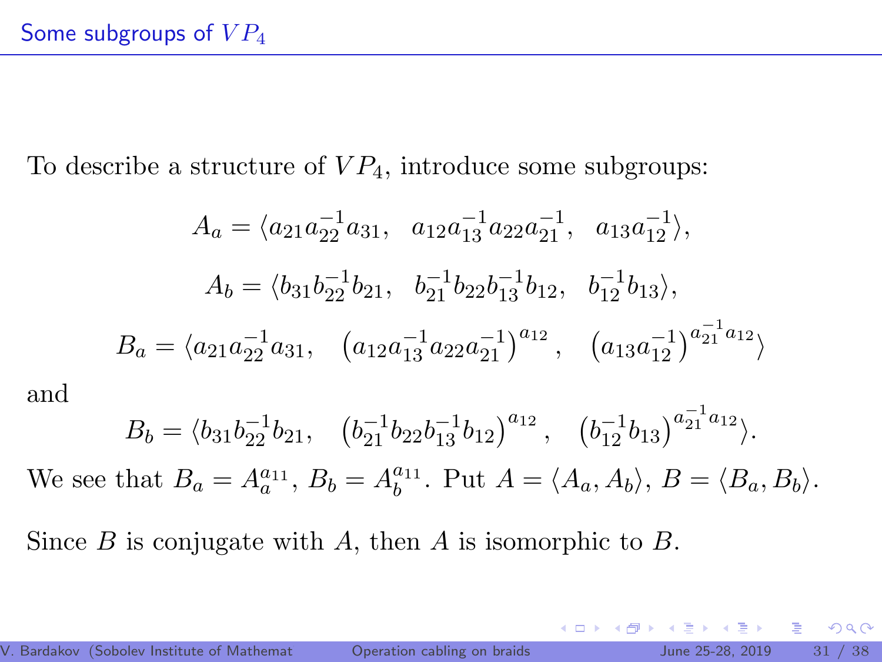## Some subgroups of $VP_4$

To describe a structure of $VP_4$, introduce some subgroups:

$$A_a = \langle a_{21} a_{22}^{-1} a_{31}, \quad a_{12} a_{13}^{-1} a_{22} a_{21}^{-1}, \quad a_{13} a_{12}^{-1} \rangle,$$

$$A_b = \langle b_{31} b_{22}^{-1} b_{21}, \quad b_{21}^{-1} b_{22} b_{13}^{-1} b_{12}, \quad b_{12}^{-1} b_{13} \rangle,$$

$$B_a = \langle a_{21} a_{22}^{-1} a_{31}, \quad \left(a_{12} a_{13}^{-1} a_{22} a_{21}^{-1}\right)^{a_{12}}, \quad \left(a_{13} a_{12}^{-1}\right)^{a_{21}^{-1} a_{12}} \rangle$$

and

$$B_b = \langle b_{31} b_{22}^{-1} b_{21}, \quad \left(b_{21}^{-1} b_{22} b_{13}^{-1} b_{12}\right)^{a_{12}}, \quad \left(b_{12}^{-1} b_{13}\right)^{a_{21}^{-1} a_{12}} \rangle.$$

We see that $B_a = A_a^{a_{11}}$, $B_b = A_b^{a_{11}}$. Put $A = \langle A_a, A_b \rangle$, $B = \langle B_a, B_b \rangle$.

Since $B$ is conjugate with $A$, then $A$ is isomorphic to $B$.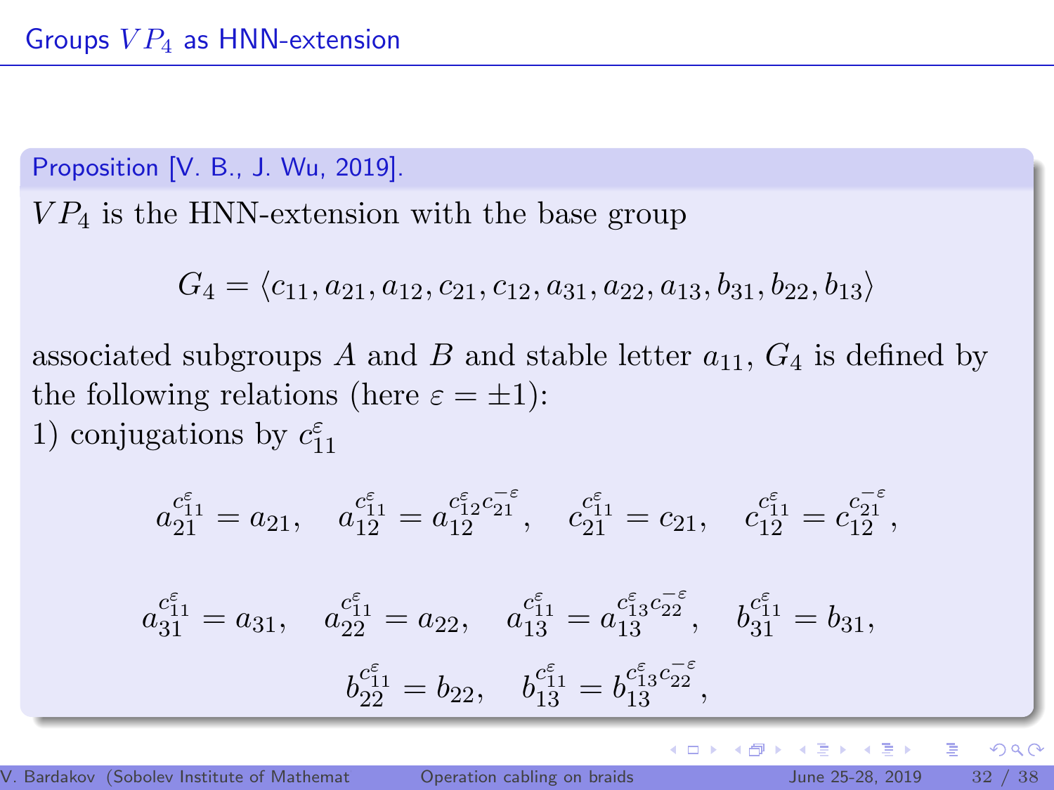## Groups $VP_4$ as HNN-extension

**Proposition [V. B., J. Wu, 2019].**

$VP_4$ is the HNN-extension with the base group

$$G_4 = \langle c_{11}, a_{21}, a_{12}, c_{21}, c_{12}, a_{31}, a_{22}, a_{13}, b_{31}, b_{22}, b_{13} \rangle$$

associated subgroups $A$ and $B$ and stable letter $a_{11}$, $G_4$ is defined by the following relations (here $\varepsilon = \pm 1$):

1) conjugations by $c_{11}^{\varepsilon}$

$$a_{21}^{c_{11}^{\varepsilon}} = a_{21}, \quad a_{12}^{c_{11}^{\varepsilon}} = a_{12}^{c_{12}^{\varepsilon} c_{21}^{-\varepsilon}}, \quad c_{21}^{c_{11}^{\varepsilon}} = c_{21}, \quad c_{12}^{c_{11}^{\varepsilon}} = c_{12}^{c_{21}^{-\varepsilon}},$$

$$a_{31}^{c_{11}^{\varepsilon}} = a_{31}, \quad a_{22}^{c_{11}^{\varepsilon}} = a_{22}, \quad a_{13}^{c_{11}^{\varepsilon}} = a_{13}^{c_{13}^{\varepsilon} c_{22}^{-\varepsilon}}, \quad b_{31}^{c_{11}^{\varepsilon}} = b_{31},$$

$$b_{22}^{c_{11}^{\varepsilon}} = b_{22}, \quad b_{13}^{c_{11}^{\varepsilon}} = b_{13}^{c_{13}^{\varepsilon} c_{22}^{-\varepsilon}},$$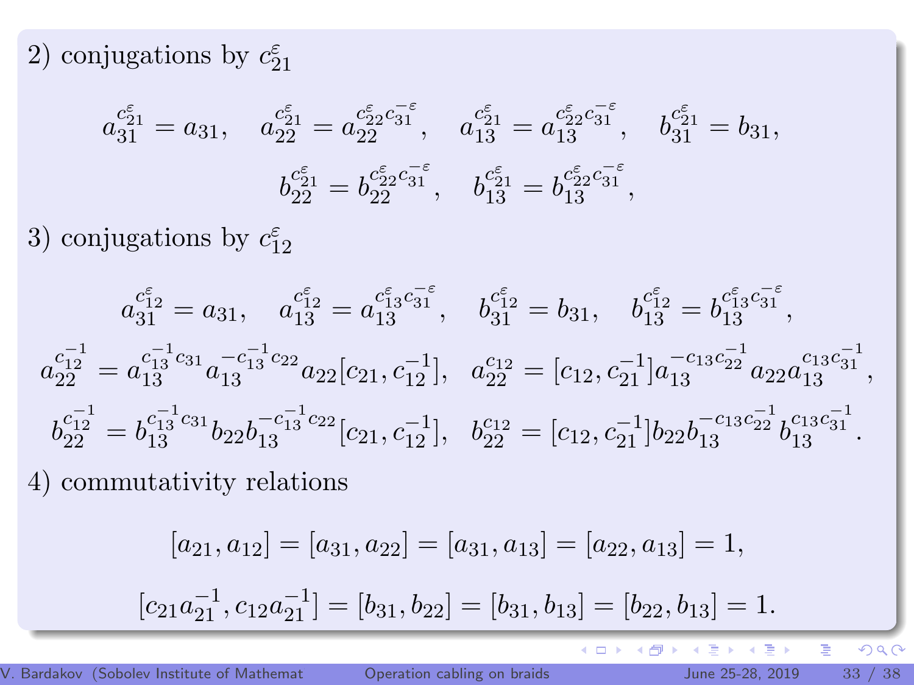2) conjugations by $c_{21}^{\varepsilon}$

$$a_{31}^{c_{21}^{\varepsilon}} = a_{31}, \quad a_{22}^{c_{21}^{\varepsilon}} = a_{22}^{c_{22}^{\varepsilon} c_{31}^{-\varepsilon}}, \quad a_{13}^{c_{21}^{\varepsilon}} = a_{13}^{c_{22}^{\varepsilon} c_{31}^{-\varepsilon}}, \quad b_{31}^{c_{21}^{\varepsilon}} = b_{31},$$

$$b_{22}^{c_{21}^{\varepsilon}} = b_{22}^{c_{22}^{\varepsilon} c_{31}^{-\varepsilon}}, \quad b_{13}^{c_{21}^{\varepsilon}} = b_{13}^{c_{22}^{\varepsilon} c_{31}^{-\varepsilon}},$$

3) conjugations by $c_{12}^{\varepsilon}$

$$a_{31}^{c_{12}^{\varepsilon}} = a_{31}, \quad a_{13}^{c_{12}^{\varepsilon}} = a_{13}^{c_{13}^{\varepsilon} c_{31}^{-\varepsilon}}, \quad b_{31}^{c_{12}^{\varepsilon}} = b_{31}, \quad b_{13}^{c_{12}^{\varepsilon}} = b_{13}^{c_{13}^{\varepsilon} c_{31}^{-\varepsilon}},$$

$$a_{22}^{c_{12}^{-1}} = a_{13}^{c_{13}^{-1} c_{31}} a_{13}^{-c_{13}^{-1} c_{22}} a_{22} [c_{21}, c_{12}^{-1}], \quad a_{22}^{c_{12}} = [c_{12}, c_{21}^{-1}] a_{13}^{-c_{13} c_{22}^{-1}} a_{22} a_{13}^{c_{13} c_{31}^{-1}},$$

$$b_{22}^{c_{12}^{-1}} = b_{13}^{c_{13}^{-1} c_{31}} b_{22} b_{13}^{-c_{13}^{-1} c_{22}} [c_{21}, c_{12}^{-1}], \quad b_{22}^{c_{12}} = [c_{12}, c_{21}^{-1}] b_{22} b_{13}^{-c_{13} c_{22}^{-1}} b_{13}^{c_{13} c_{31}^{-1}}.$$

4) commutativity relations

$$[a_{21}, a_{12}] = [a_{31}, a_{22}] = [a_{31}, a_{13}] = [a_{22}, a_{13}] = 1,$$

$$[c_{21} a_{21}^{-1}, c_{12} a_{21}^{-1}] = [b_{31}, b_{22}] = [b_{31}, b_{13}] = [b_{22}, b_{13}] = 1.$$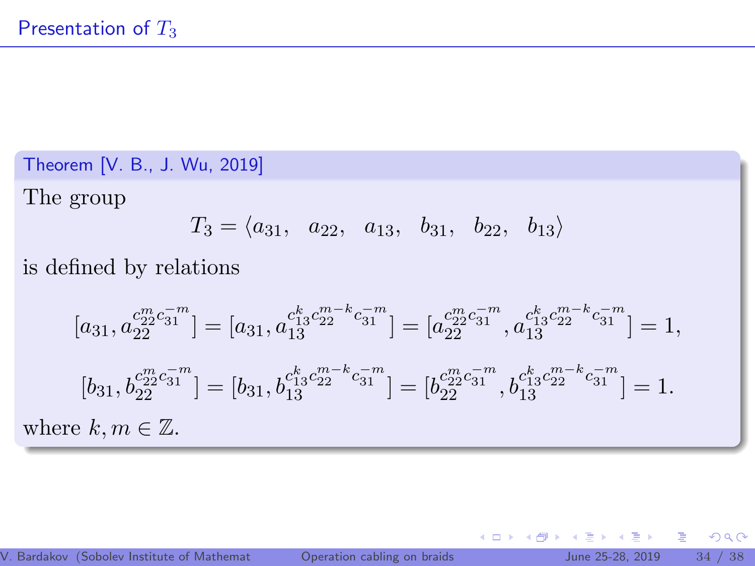# Presentation of $T_3$

**Theorem [V. B., J. Wu, 2019]**

The group

$$T_3 = \langle a_{31}, \quad a_{22}, \quad a_{13}, \quad b_{31}, \quad b_{22}, \quad b_{13} \rangle$$

is defined by relations

$$[a_{31}, a_{22}^{c_{22}^m c_{31}^{-m}}] = [a_{31}, a_{13}^{c_{13}^k c_{22}^{m-k} c_{31}^{-m}}] = [a_{22}^{c_{22}^m c_{31}^{-m}}, a_{13}^{c_{13}^k c_{22}^{m-k} c_{31}^{-m}}] = 1,$$

$$[b_{31}, b_{22}^{c_{22}^m c_{31}^{-m}}] = [b_{31}, b_{13}^{c_{13}^k c_{22}^{m-k} c_{31}^{-m}}] = [b_{22}^{c_{22}^m c_{31}^{-m}}, b_{13}^{c_{13}^k c_{22}^{m-k} c_{31}^{-m}}] = 1.$$

where $k, m \in \mathbb{Z}$.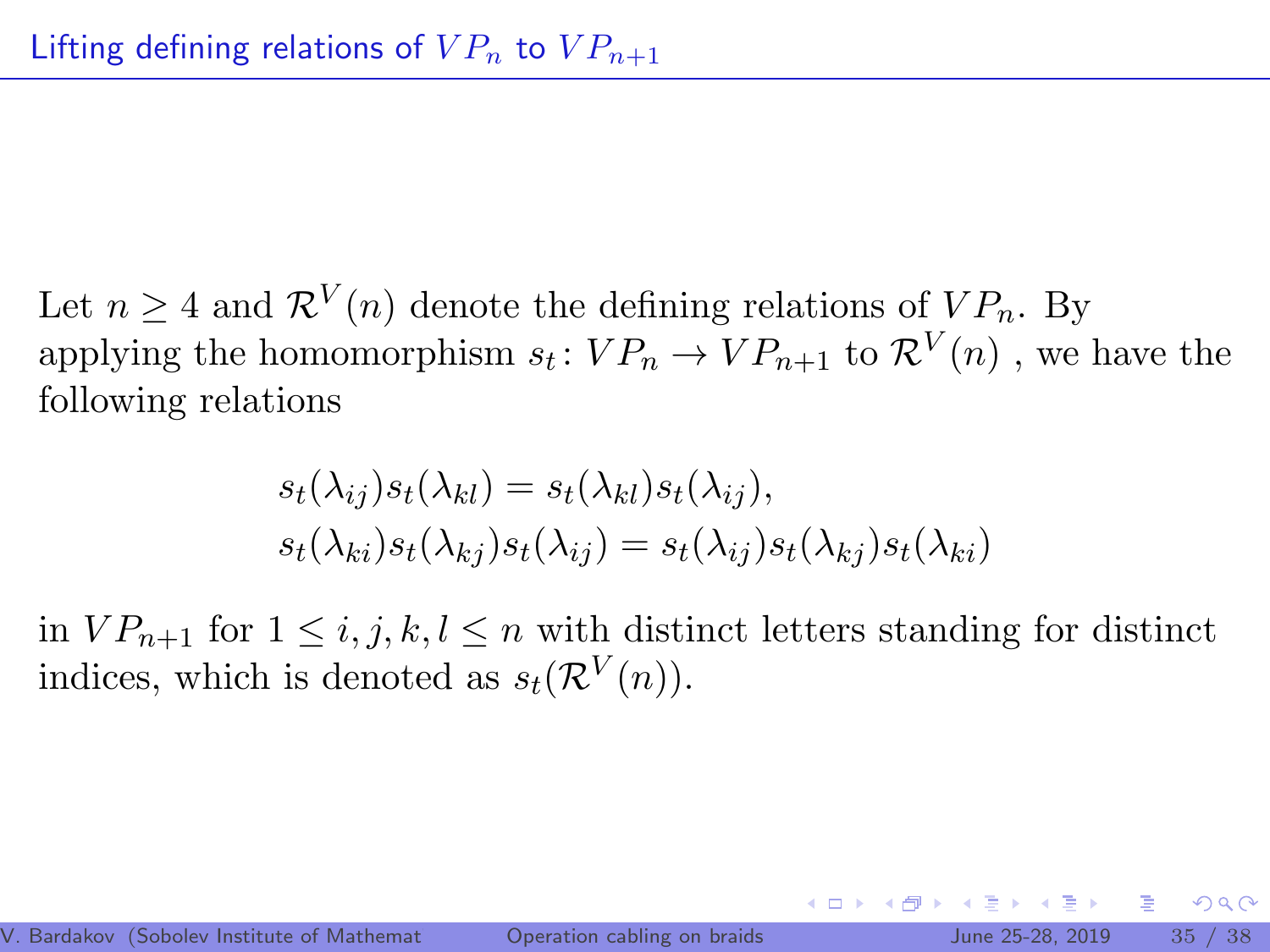## Lifting defining relations of $VP_n$ to $VP_{n+1}$

Let $n \geq 4$ and $\mathcal{R}^V(n)$ denote the defining relations of $VP_n$. By applying the homomorphism $s_t \colon VP_n \to VP_{n+1}$ to $\mathcal{R}^V(n)$ , we have the following relations

$$
\begin{aligned}
& s_t(\lambda_{ij}) s_t(\lambda_{kl}) = s_t(\lambda_{kl}) s_t(\lambda_{ij}), \\
& s_t(\lambda_{ki}) s_t(\lambda_{kj}) s_t(\lambda_{ij}) = s_t(\lambda_{ij}) s_t(\lambda_{kj}) s_t(\lambda_{ki})
\end{aligned}
$$

in $VP_{n+1}$ for $1 \leq i, j, k, l \leq n$ with distinct letters standing for distinct indices, which is denoted as $s_t(\mathcal{R}^V(n))$.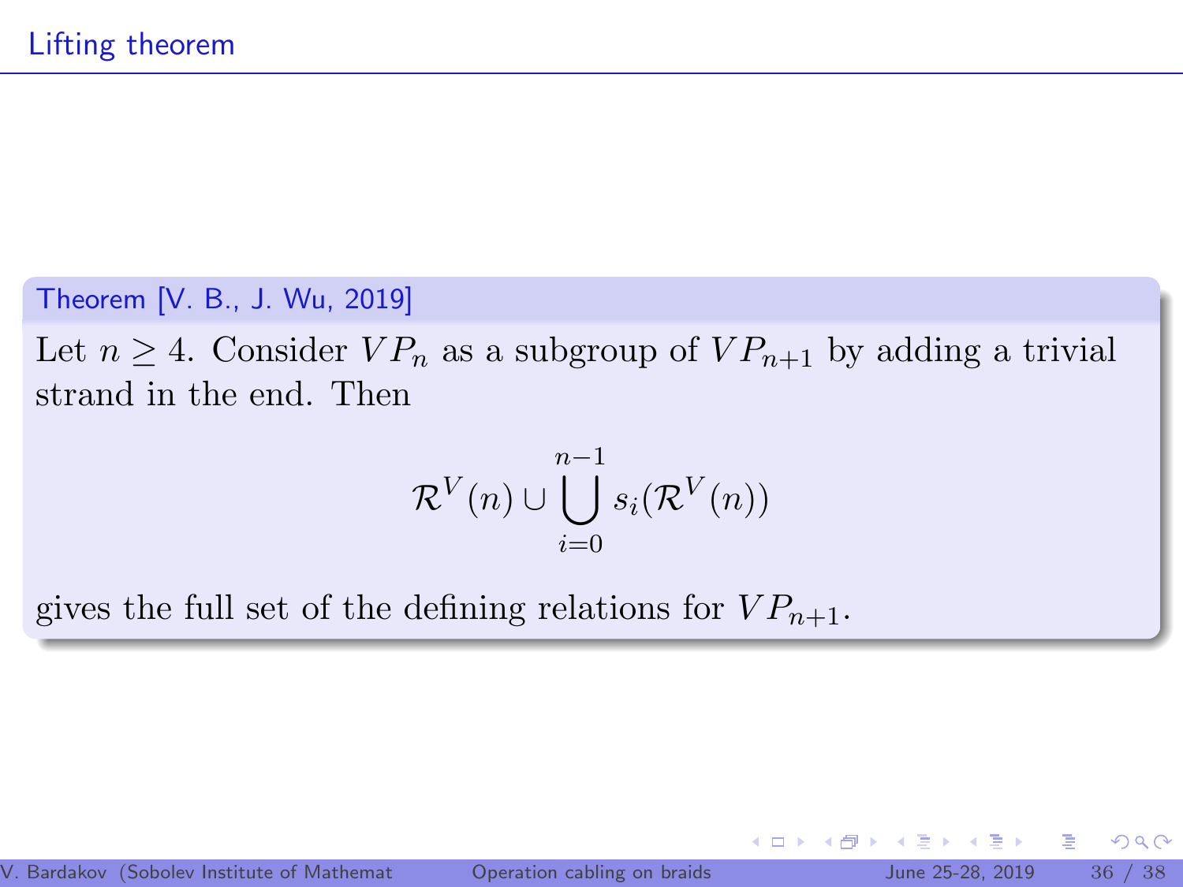# Lifting theorem

**Theorem [V. B., J. Wu, 2019]**

Let $n \geq 4$. Consider $VP_n$ as a subgroup of $VP_{n+1}$ by adding a trivial strand in the end. Then

$$\mathcal{R}^V(n) \cup \bigcup_{i=0}^{n-1} s_i(\mathcal{R}^V(n))$$

gives the full set of the defining relations for $VP_{n+1}$.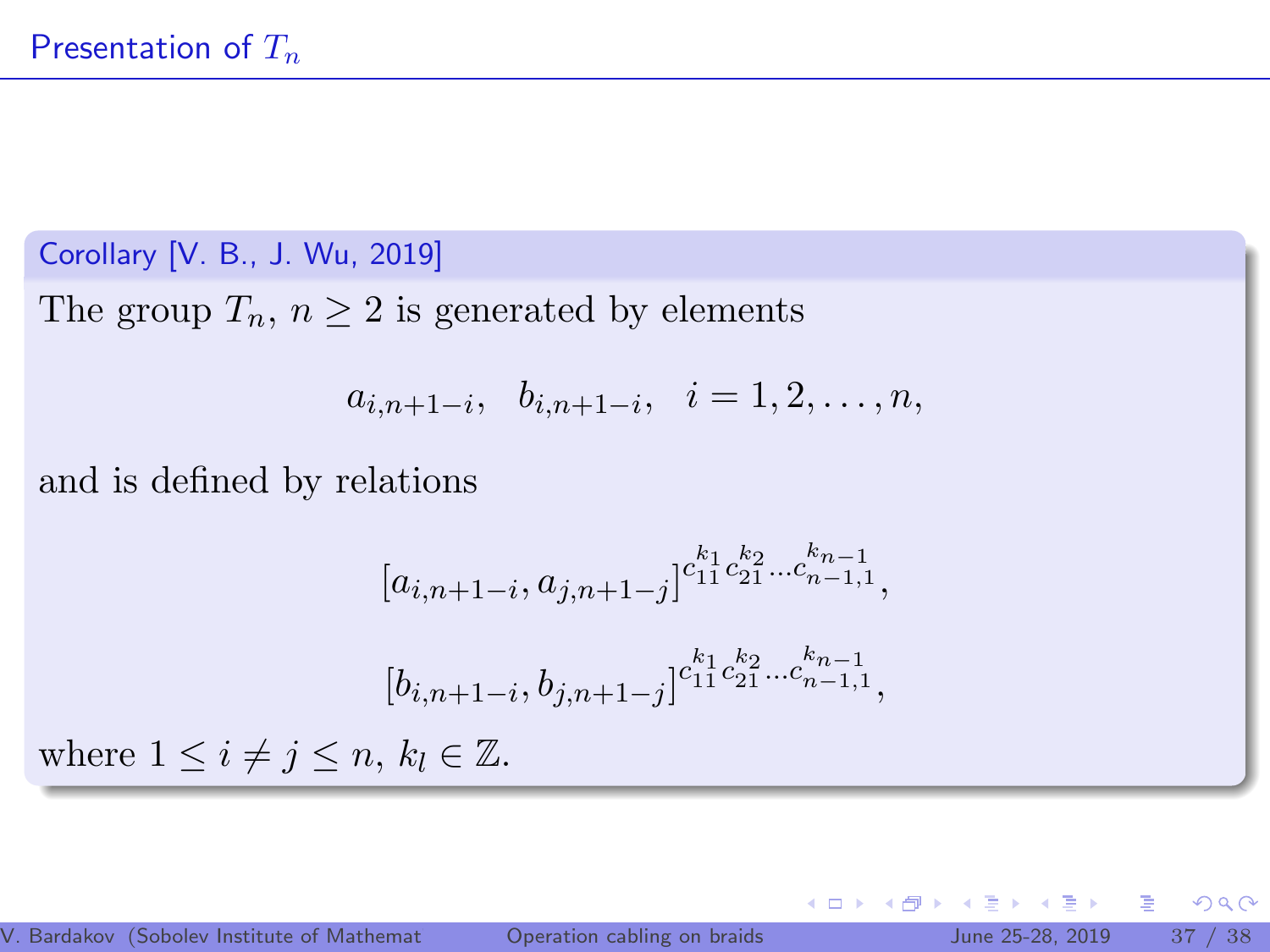# Presentation of $T_n$

**Corollary [V. B., J. Wu, 2019]**

The group $T_n$, $n \geq 2$ is generated by elements

$$a_{i,n+1-i}, \quad b_{i,n+1-i}, \quad i = 1, 2, \ldots, n,$$

and is defined by relations

$$[a_{i,n+1-i}, a_{j,n+1-j}]^{c_{11}^{k_1} c_{21}^{k_2} \ldots c_{n-1,1}^{k_{n-1}}},$$

$$[b_{i,n+1-i}, b_{j,n+1-j}]^{c_{11}^{k_1} c_{21}^{k_2} \ldots c_{n-1,1}^{k_{n-1}}},$$

where $1 \leq i \neq j \leq n$, $k_l \in \mathbb{Z}$.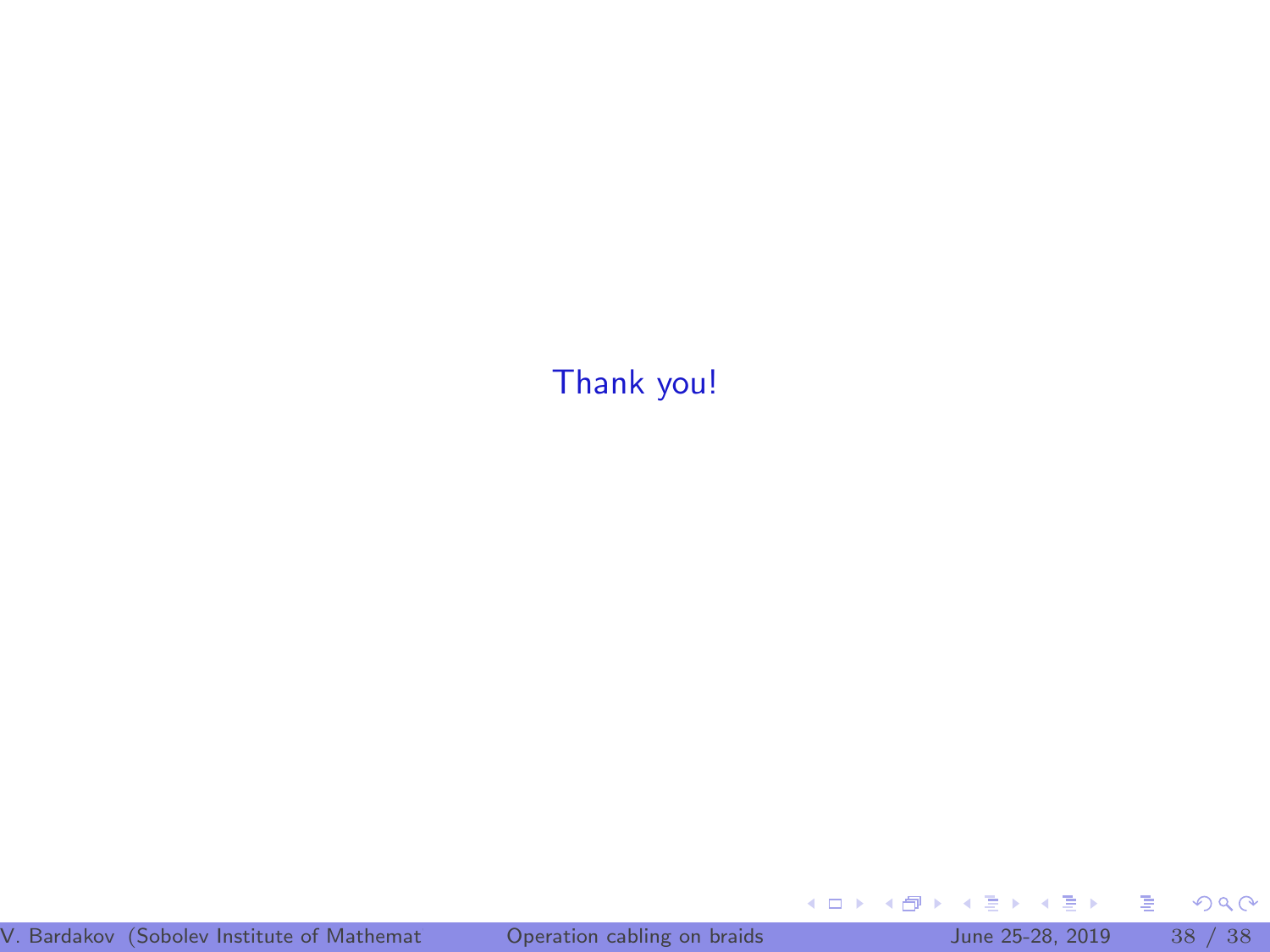Thank you!